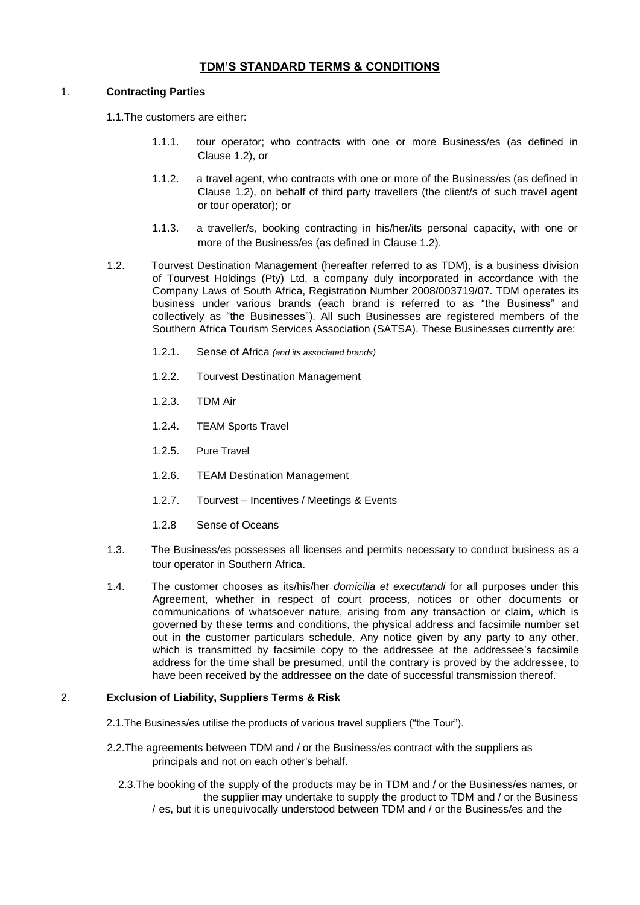# TDM'S STANDARD TERMS & CONDITIONS

## 1. Contracting Parties

1.1. The customers are either:

1.1.1. tour operator; who contracts with one or more Business/es (as defined in Clause 1.2), or

1.1.2. a travel agent, who contracts with one or more of the Business/es (as defined in Clause 1.2), on behalf of third party travellers (the client/s of such travel agent or tour operator); or

1.1.3. a traveller/s, booking contracting in his/her/its personal capacity, with one or more of the Business/es (as defined in Clause 1.2).

1.2. Tourvest Destination Management (hereafter referred to as TDM), is a business division of Tourvest Holdings (Pty) Ltd, a company duly incorporated in accordance with the Company Laws of South Africa, Registration Number 2008/003719/07. TDM operates its business under various brands (each brand is referred to as "the Business" and collectively as "the Businesses"). All such Businesses are registered members of the Southern Africa Tourism Services Association (SATSA). These Businesses currently are:

1.2.1. Sense of Africa *(and its associated brands)*

1.2.2. Tourvest Destination Management

1.2.3. TDM Air

1.2.4. TEAM Sports Travel

1.2.5. Pure Travel

1.2.6. TEAM Destination Management

1.2.7. Tourvest – Incentives / Meetings & Events

1.2.8 Sense of Oceans

1.3. The Business/es possesses all licenses and permits necessary to conduct business as a tour operator in Southern Africa.

1.4. The customer chooses as its/his/her *domicilia et executandi* for all purposes under this Agreement, whether in respect of court process, notices or other documents or communications of whatsoever nature, arising from any transaction or claim, which is governed by these terms and conditions, the physical address and facsimile number set out in the customer particulars schedule. Any notice given by any party to any other, which is transmitted by facsimile copy to the addressee at the addressee's facsimile address for the time shall be presumed, until the contrary is proved by the addressee, to have been received by the addressee on the date of successful transmission thereof.

## 2. Exclusion of Liability, Suppliers Terms & Risk

2.1. The Business/es utilise the products of various travel suppliers ("the Tour").

2.2. The agreements between TDM and / or the Business/es contract with the suppliers as principals and not on each other's behalf.

2.3. The booking of the supply of the products may be in TDM and / or the Business/es names, or the supplier may undertake to supply the product to TDM and / or the Business / es, but it is unequivocally understood between TDM and / or the Business/es and the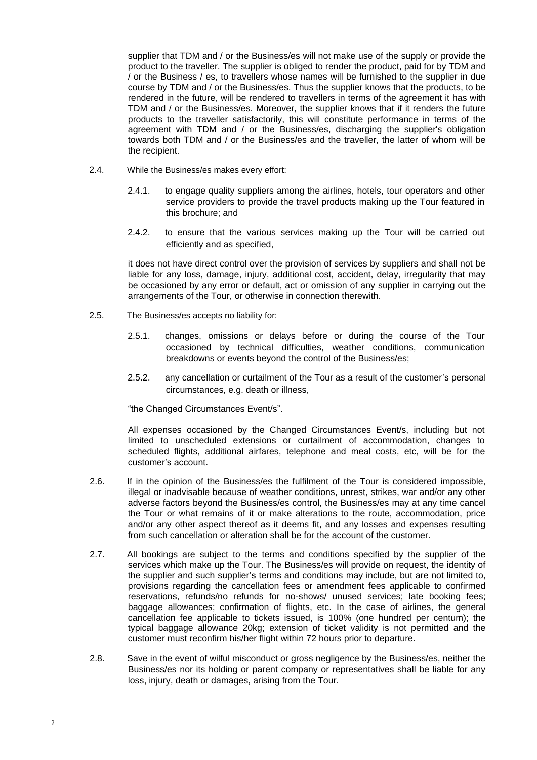supplier that TDM and / or the Business/es will not make use of the supply or provide the product to the traveller. The supplier is obliged to render the product, paid for by TDM and / or the Business / es, to travellers whose names will be furnished to the supplier in due course by TDM and / or the Business/es. Thus the supplier knows that the products, to be rendered in the future, will be rendered to travellers in terms of the agreement it has with TDM and / or the Business/es. Moreover, the supplier knows that if it renders the future products to the traveller satisfactorily, this will constitute performance in terms of the agreement with TDM and / or the Business/es, discharging the supplier's obligation towards both TDM and / or the Business/es and the traveller, the latter of whom will be the recipient.

2.4. While the Business/es makes every effort:

2.4.1. to engage quality suppliers among the airlines, hotels, tour operators and other service providers to provide the travel products making up the Tour featured in this brochure; and

2.4.2. to ensure that the various services making up the Tour will be carried out efficiently and as specified,

it does not have direct control over the provision of services by suppliers and shall not be liable for any loss, damage, injury, additional cost, accident, delay, irregularity that may be occasioned by any error or default, act or omission of any supplier in carrying out the arrangements of the Tour, or otherwise in connection therewith.

2.5. The Business/es accepts no liability for:

2.5.1. changes, omissions or delays before or during the course of the Tour occasioned by technical difficulties, weather conditions, communication breakdowns or events beyond the control of the Business/es;

2.5.2. any cancellation or curtailment of the Tour as a result of the customer's personal circumstances, e.g. death or illness,

"the Changed Circumstances Event/s".

All expenses occasioned by the Changed Circumstances Event/s, including but not limited to unscheduled extensions or curtailment of accommodation, changes to scheduled flights, additional airfares, telephone and meal costs, etc, will be for the customer's account.

2.6. If in the opinion of the Business/es the fulfilment of the Tour is considered impossible, illegal or inadvisable because of weather conditions, unrest, strikes, war and/or any other adverse factors beyond the Business/es control, the Business/es may at any time cancel the Tour or what remains of it or make alterations to the route, accommodation, price and/or any other aspect thereof as it deems fit, and any losses and expenses resulting from such cancellation or alteration shall be for the account of the customer.

2.7. All bookings are subject to the terms and conditions specified by the supplier of the services which make up the Tour. The Business/es will provide on request, the identity of the supplier and such supplier's terms and conditions may include, but are not limited to, provisions regarding the cancellation fees or amendment fees applicable to confirmed reservations, refunds/no refunds for no-shows/ unused services; late booking fees; baggage allowances; confirmation of flights, etc. In the case of airlines, the general cancellation fee applicable to tickets issued, is 100% (one hundred per centum); the typical baggage allowance 20kg; extension of ticket validity is not permitted and the customer must reconfirm his/her flight within 72 hours prior to departure.

2.8. Save in the event of wilful misconduct or gross negligence by the Business/es, neither the Business/es nor its holding or parent company or representatives shall be liable for any loss, injury, death or damages, arising from the Tour.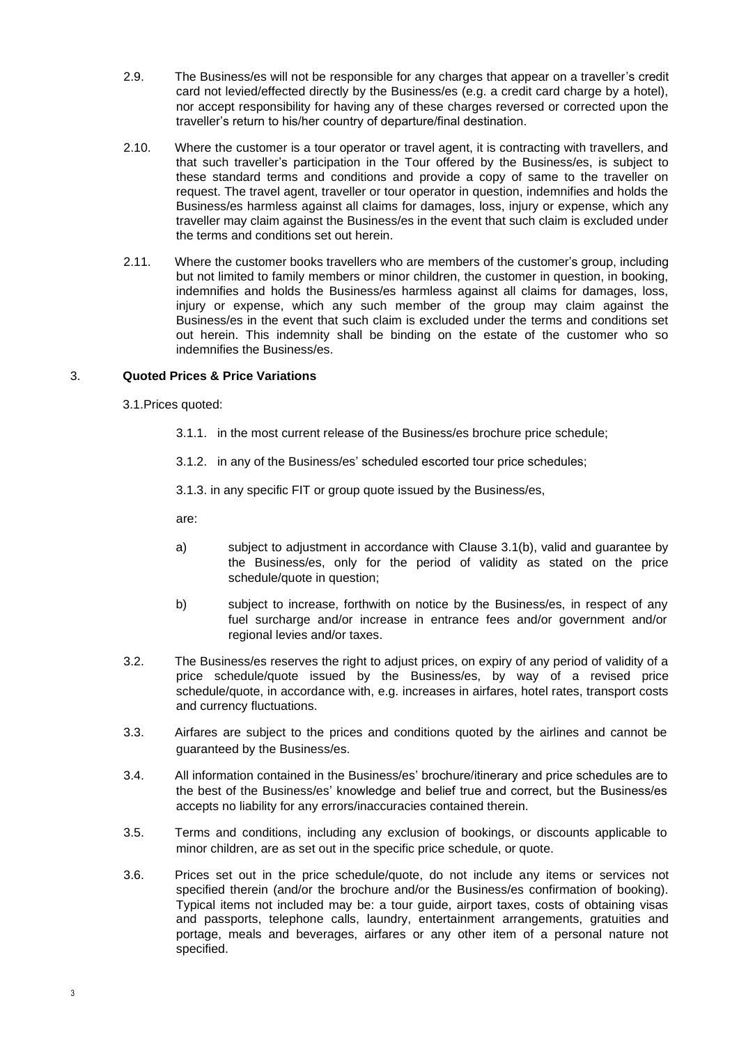2.9. The Business/es will not be responsible for any charges that appear on a traveller's credit card not levied/effected directly by the Business/es (e.g. a credit card charge by a hotel), nor accept responsibility for having any of these charges reversed or corrected upon the traveller's return to his/her country of departure/final destination.

2.10. Where the customer is a tour operator or travel agent, it is contracting with travellers, and that such traveller's participation in the Tour offered by the Business/es, is subject to these standard terms and conditions and provide a copy of same to the traveller on request. The travel agent, traveller or tour operator in question, indemnifies and holds the Business/es harmless against all claims for damages, loss, injury or expense, which any traveller may claim against the Business/es in the event that such claim is excluded under the terms and conditions set out herein.

2.11. Where the customer books travellers who are members of the customer's group, including but not limited to family members or minor children, the customer in question, in booking, indemnifies and holds the Business/es harmless against all claims for damages, loss, injury or expense, which any such member of the group may claim against the Business/es in the event that such claim is excluded under the terms and conditions set out herein. This indemnity shall be binding on the estate of the customer who so indemnifies the Business/es.

## 3. **Quoted Prices & Price Variations**

3.1. Prices quoted:

3.1.1. in the most current release of the Business/es brochure price schedule;

3.1.2. in any of the Business/es' scheduled escorted tour price schedules;

3.1.3. in any specific FIT or group quote issued by the Business/es,

are:

a) subject to adjustment in accordance with Clause 3.1(b), valid and guarantee by the Business/es, only for the period of validity as stated on the price schedule/quote in question;

b) subject to increase, forthwith on notice by the Business/es, in respect of any fuel surcharge and/or increase in entrance fees and/or government and/or regional levies and/or taxes.

3.2. The Business/es reserves the right to adjust prices, on expiry of any period of validity of a price schedule/quote issued by the Business/es, by way of a revised price schedule/quote, in accordance with, e.g. increases in airfares, hotel rates, transport costs and currency fluctuations.

3.3. Airfares are subject to the prices and conditions quoted by the airlines and cannot be guaranteed by the Business/es.

3.4. All information contained in the Business/es' brochure/itinerary and price schedules are to the best of the Business/es' knowledge and belief true and correct, but the Business/es accepts no liability for any errors/inaccuracies contained therein.

3.5. Terms and conditions, including any exclusion of bookings, or discounts applicable to minor children, are as set out in the specific price schedule, or quote.

3.6. Prices set out in the price schedule/quote, do not include any items or services not specified therein (and/or the brochure and/or the Business/es confirmation of booking). Typical items not included may be: a tour guide, airport taxes, costs of obtaining visas and passports, telephone calls, laundry, entertainment arrangements, gratuities and portage, meals and beverages, airfares or any other item of a personal nature not specified.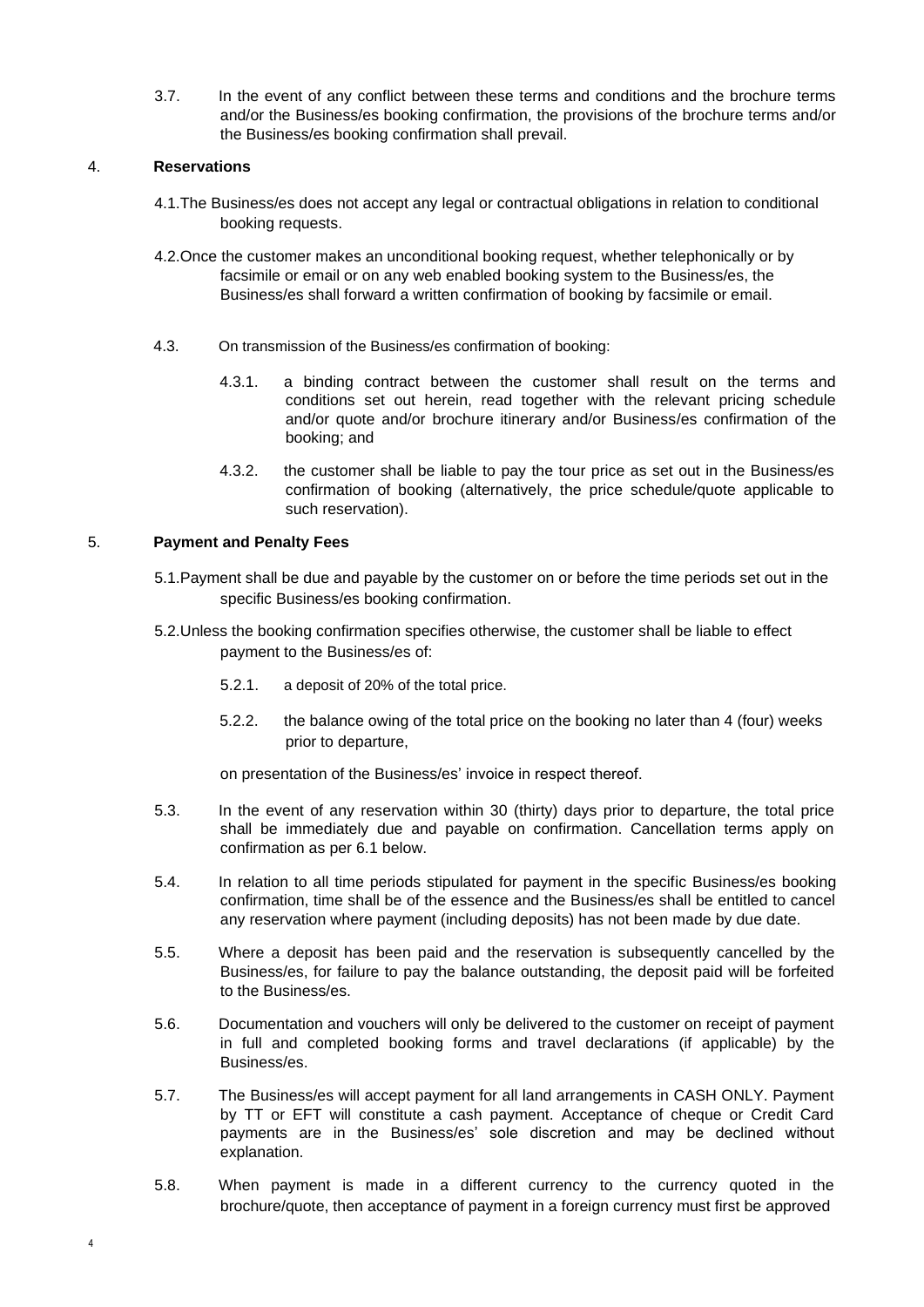3.7. In the event of any conflict between these terms and conditions and the brochure terms and/or the Business/es booking confirmation, the provisions of the brochure terms and/or the Business/es booking confirmation shall prevail.

## 4. Reservations

4.1. The Business/es does not accept any legal or contractual obligations in relation to conditional booking requests.

4.2. Once the customer makes an unconditional booking request, whether telephonically or by facsimile or email or on any web enabled booking system to the Business/es, the Business/es shall forward a written confirmation of booking by facsimile or email.

4.3. On transmission of the Business/es confirmation of booking:

4.3.1. a binding contract between the customer shall result on the terms and conditions set out herein, read together with the relevant pricing schedule and/or quote and/or brochure itinerary and/or Business/es confirmation of the booking; and

4.3.2. the customer shall be liable to pay the tour price as set out in the Business/es confirmation of booking (alternatively, the price schedule/quote applicable to such reservation).

## 5. Payment and Penalty Fees

5.1. Payment shall be due and payable by the customer on or before the time periods set out in the specific Business/es booking confirmation.

5.2. Unless the booking confirmation specifies otherwise, the customer shall be liable to effect payment to the Business/es of:

5.2.1. a deposit of 20% of the total price.

5.2.2. the balance owing of the total price on the booking no later than 4 (four) weeks prior to departure,

on presentation of the Business/es' invoice in respect thereof.

5.3. In the event of any reservation within 30 (thirty) days prior to departure, the total price shall be immediately due and payable on confirmation. Cancellation terms apply on confirmation as per 6.1 below.

5.4. In relation to all time periods stipulated for payment in the specific Business/es booking confirmation, time shall be of the essence and the Business/es shall be entitled to cancel any reservation where payment (including deposits) has not been made by due date.

5.5. Where a deposit has been paid and the reservation is subsequently cancelled by the Business/es, for failure to pay the balance outstanding, the deposit paid will be forfeited to the Business/es.

5.6. Documentation and vouchers will only be delivered to the customer on receipt of payment in full and completed booking forms and travel declarations (if applicable) by the Business/es.

5.7. The Business/es will accept payment for all land arrangements in CASH ONLY. Payment by TT or EFT will constitute a cash payment. Acceptance of cheque or Credit Card payments are in the Business/es' sole discretion and may be declined without explanation.

5.8. When payment is made in a different currency to the currency quoted in the brochure/quote, then acceptance of payment in a foreign currency must first be approved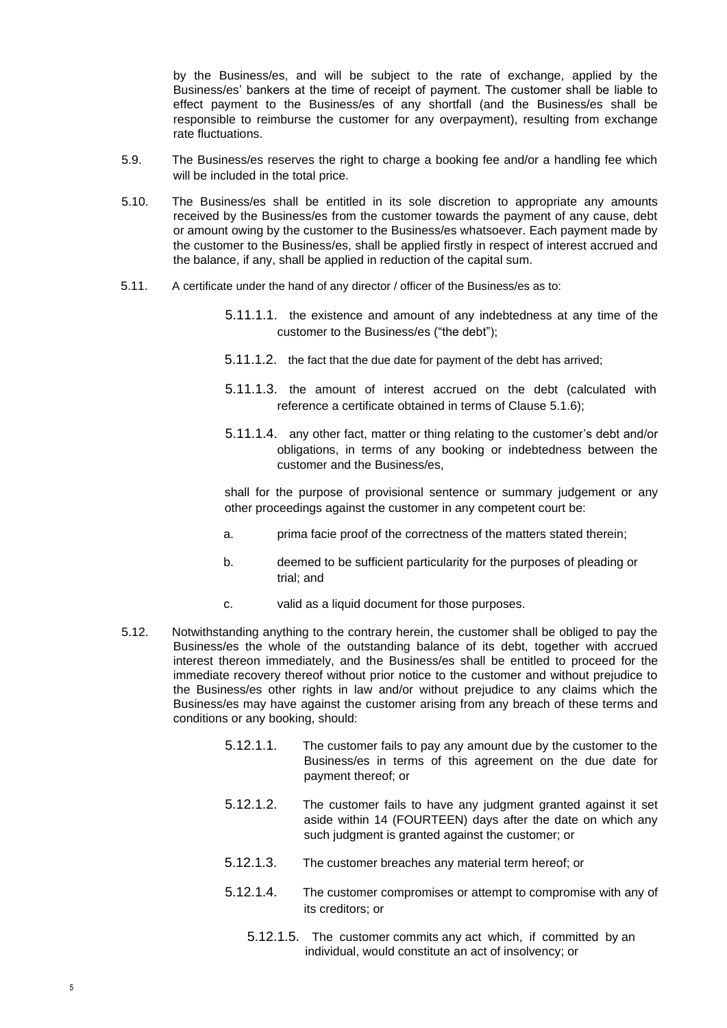by the Business/es, and will be subject to the rate of exchange, applied by the Business/es' bankers at the time of receipt of payment. The customer shall be liable to effect payment to the Business/es of any shortfall (and the Business/es shall be responsible to reimburse the customer for any overpayment), resulting from exchange rate fluctuations.

5.9. The Business/es reserves the right to charge a booking fee and/or a handling fee which will be included in the total price.

5.10. The Business/es shall be entitled in its sole discretion to appropriate any amounts received by the Business/es from the customer towards the payment of any cause, debt or amount owing by the customer to the Business/es whatsoever. Each payment made by the customer to the Business/es, shall be applied firstly in respect of interest accrued and the balance, if any, shall be applied in reduction of the capital sum.

5.11. A certificate under the hand of any director / officer of the Business/es as to:

5.11.1.1. the existence and amount of any indebtedness at any time of the customer to the Business/es ("the debt");

5.11.1.2. the fact that the due date for payment of the debt has arrived;

5.11.1.3. the amount of interest accrued on the debt (calculated with reference a certificate obtained in terms of Clause 5.1.6);

5.11.1.4. any other fact, matter or thing relating to the customer's debt and/or obligations, in terms of any booking or indebtedness between the customer and the Business/es,

shall for the purpose of provisional sentence or summary judgement or any other proceedings against the customer in any competent court be:

a. prima facie proof of the correctness of the matters stated therein;

b. deemed to be sufficient particularity for the purposes of pleading or trial; and

c. valid as a liquid document for those purposes.

5.12. Notwithstanding anything to the contrary herein, the customer shall be obliged to pay the Business/es the whole of the outstanding balance of its debt, together with accrued interest thereon immediately, and the Business/es shall be entitled to proceed for the immediate recovery thereof without prior notice to the customer and without prejudice to the Business/es other rights in law and/or without prejudice to any claims which the Business/es may have against the customer arising from any breach of these terms and conditions or any booking, should:

5.12.1.1. The customer fails to pay any amount due by the customer to the Business/es in terms of this agreement on the due date for payment thereof; or

5.12.1.2. The customer fails to have any judgment granted against it set aside within 14 (FOURTEEN) days after the date on which any such judgment is granted against the customer; or

5.12.1.3. The customer breaches any material term hereof; or

5.12.1.4. The customer compromises or attempt to compromise with any of its creditors; or

5.12.1.5. The customer commits any act which, if committed by an individual, would constitute an act of insolvency; or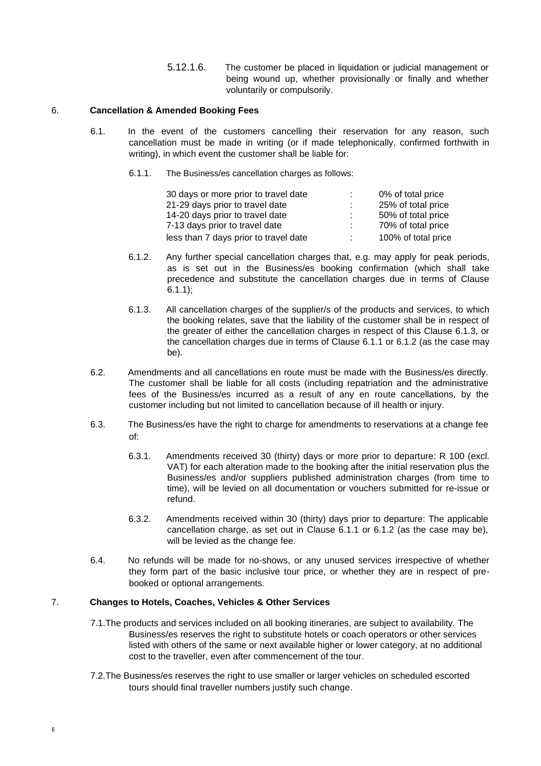5.12.1.6. The customer be placed in liquidation or judicial management or being wound up, whether provisionally or finally and whether voluntarily or compulsorily.

## 6. Cancellation & Amended Booking Fees

6.1. In the event of the customers cancelling their reservation for any reason, such cancellation must be made in writing (or if made telephonically, confirmed forthwith in writing), in which event the customer shall be liable for:

6.1.1. The Business/es cancellation charges as follows:

| | | |
|---|---|---|
| 30 days or more prior to travel date | : | 0% of total price |
| 21-29 days prior to travel date | : | 25% of total price |
| 14-20 days prior to travel date | : | 50% of total price |
| 7-13 days prior to travel date | : | 70% of total price |
| less than 7 days prior to travel date | : | 100% of total price |

6.1.2. Any further special cancellation charges that, e.g. may apply for peak periods, as is set out in the Business/es booking confirmation (which shall take precedence and substitute the cancellation charges due in terms of Clause 6.1.1);

6.1.3. All cancellation charges of the supplier/s of the products and services, to which the booking relates, save that the liability of the customer shall be in respect of the greater of either the cancellation charges in respect of this Clause 6.1.3, or the cancellation charges due in terms of Clause 6.1.1 or 6.1.2 (as the case may be).

6.2. Amendments and all cancellations en route must be made with the Business/es directly. The customer shall be liable for all costs (including repatriation and the administrative fees of the Business/es incurred as a result of any en route cancellations, by the customer including but not limited to cancellation because of ill health or injury.

6.3. The Business/es have the right to charge for amendments to reservations at a change fee of:

6.3.1. Amendments received 30 (thirty) days or more prior to departure: R 100 (excl. VAT) for each alteration made to the booking after the initial reservation plus the Business/es and/or suppliers published administration charges (from time to time), will be levied on all documentation or vouchers submitted for re-issue or refund.

6.3.2. Amendments received within 30 (thirty) days prior to departure: The applicable cancellation charge, as set out in Clause 6.1.1 or 6.1.2 (as the case may be), will be levied as the change fee.

6.4. No refunds will be made for no-shows, or any unused services irrespective of whether they form part of the basic inclusive tour price, or whether they are in respect of pre-booked or optional arrangements.

## 7. Changes to Hotels, Coaches, Vehicles & Other Services

7.1. The products and services included on all booking itineraries, are subject to availability. The Business/es reserves the right to substitute hotels or coach operators or other services listed with others of the same or next available higher or lower category, at no additional cost to the traveller, even after commencement of the tour.

7.2. The Business/es reserves the right to use smaller or larger vehicles on scheduled escorted tours should final traveller numbers justify such change.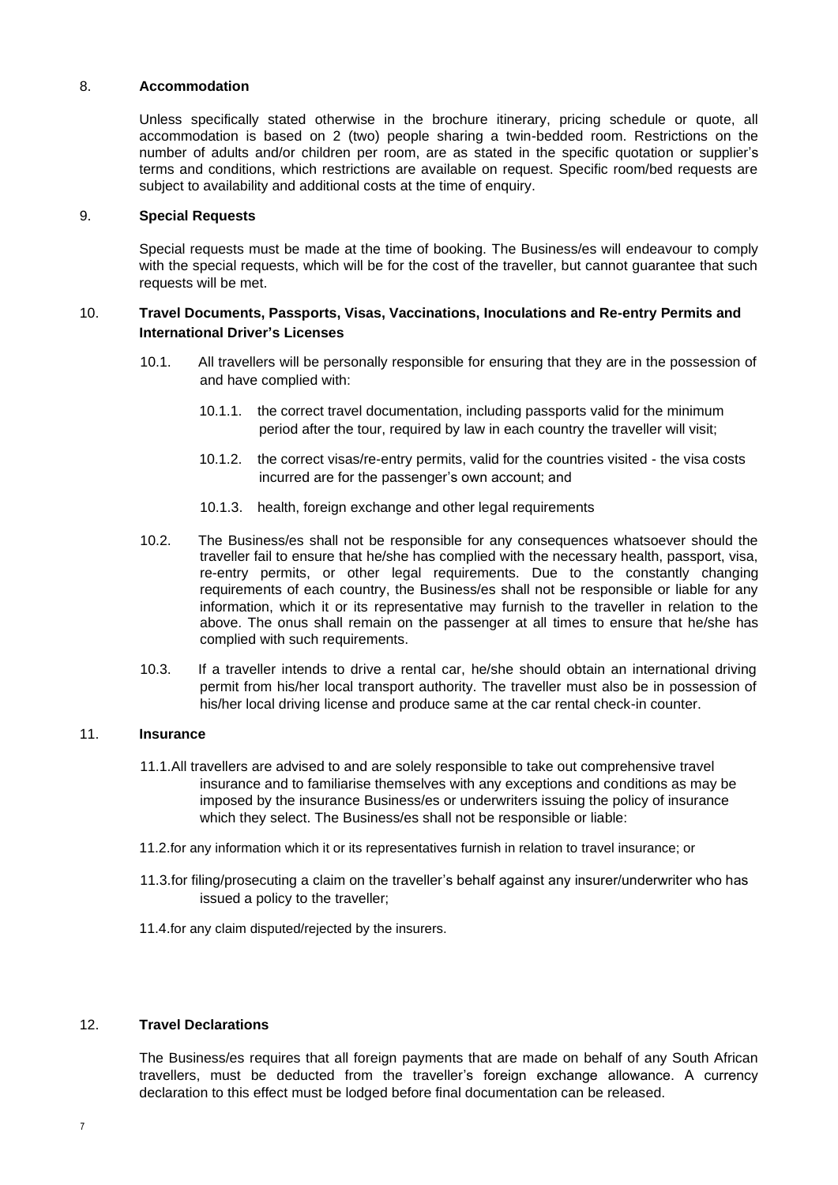## 8. Accommodation

Unless specifically stated otherwise in the brochure itinerary, pricing schedule or quote, all accommodation is based on 2 (two) people sharing a twin-bedded room. Restrictions on the number of adults and/or children per room, are as stated in the specific quotation or supplier's terms and conditions, which restrictions are available on request. Specific room/bed requests are subject to availability and additional costs at the time of enquiry.

## 9. Special Requests

Special requests must be made at the time of booking. The Business/es will endeavour to comply with the special requests, which will be for the cost of the traveller, but cannot guarantee that such requests will be met.

## 10. Travel Documents, Passports, Visas, Vaccinations, Inoculations and Re-entry Permits and International Driver's Licenses

10.1. All travellers will be personally responsible for ensuring that they are in the possession of and have complied with:

- 10.1.1. the correct travel documentation, including passports valid for the minimum period after the tour, required by law in each country the traveller will visit;
- 10.1.2. the correct visas/re-entry permits, valid for the countries visited - the visa costs incurred are for the passenger's own account; and
- 10.1.3. health, foreign exchange and other legal requirements

10.2. The Business/es shall not be responsible for any consequences whatsoever should the traveller fail to ensure that he/she has complied with the necessary health, passport, visa, re-entry permits, or other legal requirements. Due to the constantly changing requirements of each country, the Business/es shall not be responsible or liable for any information, which it or its representative may furnish to the traveller in relation to the above. The onus shall remain on the passenger at all times to ensure that he/she has complied with such requirements.

10.3. If a traveller intends to drive a rental car, he/she should obtain an international driving permit from his/her local transport authority. The traveller must also be in possession of his/her local driving license and produce same at the car rental check-in counter.

## 11. Insurance

11.1. All travellers are advised to and are solely responsible to take out comprehensive travel insurance and to familiarise themselves with any exceptions and conditions as may be imposed by the insurance Business/es or underwriters issuing the policy of insurance which they select. The Business/es shall not be responsible or liable:

11.2. for any information which it or its representatives furnish in relation to travel insurance; or

11.3. for filing/prosecuting a claim on the traveller's behalf against any insurer/underwriter who has issued a policy to the traveller;

11.4. for any claim disputed/rejected by the insurers.

## 12. Travel Declarations

The Business/es requires that all foreign payments that are made on behalf of any South African travellers, must be deducted from the traveller's foreign exchange allowance. A currency declaration to this effect must be lodged before final documentation can be released.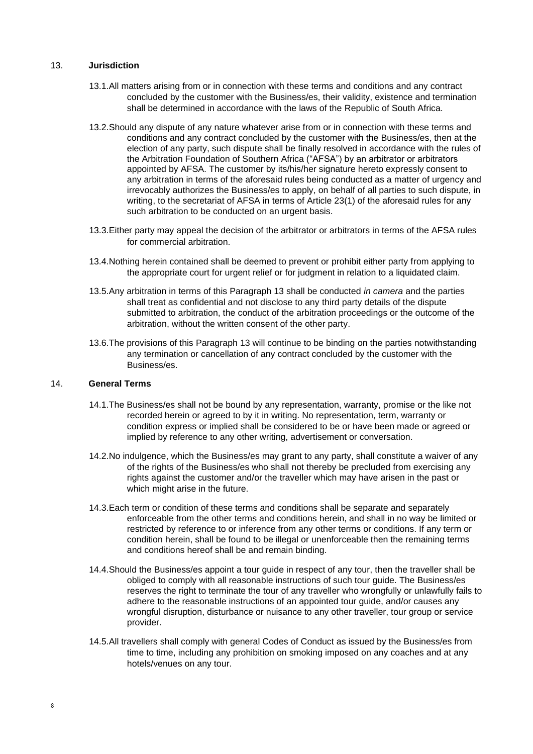## 13. **Jurisdiction**

13.1. All matters arising from or in connection with these terms and conditions and any contract concluded by the customer with the Business/es, their validity, existence and termination shall be determined in accordance with the laws of the Republic of South Africa.

13.2. Should any dispute of any nature whatever arise from or in connection with these terms and conditions and any contract concluded by the customer with the Business/es, then at the election of any party, such dispute shall be finally resolved in accordance with the rules of the Arbitration Foundation of Southern Africa ("AFSA") by an arbitrator or arbitrators appointed by AFSA. The customer by its/his/her signature hereto expressly consent to any arbitration in terms of the aforesaid rules being conducted as a matter of urgency and irrevocably authorizes the Business/es to apply, on behalf of all parties to such dispute, in writing, to the secretariat of AFSA in terms of Article 23(1) of the aforesaid rules for any such arbitration to be conducted on an urgent basis.

13.3. Either party may appeal the decision of the arbitrator or arbitrators in terms of the AFSA rules for commercial arbitration.

13.4. Nothing herein contained shall be deemed to prevent or prohibit either party from applying to the appropriate court for urgent relief or for judgment in relation to a liquidated claim.

13.5. Any arbitration in terms of this Paragraph 13 shall be conducted *in camera* and the parties shall treat as confidential and not disclose to any third party details of the dispute submitted to arbitration, the conduct of the arbitration proceedings or the outcome of the arbitration, without the written consent of the other party.

13.6. The provisions of this Paragraph 13 will continue to be binding on the parties notwithstanding any termination or cancellation of any contract concluded by the customer with the Business/es.

## 14. **General Terms**

14.1. The Business/es shall not be bound by any representation, warranty, promise or the like not recorded herein or agreed to by it in writing. No representation, term, warranty or condition express or implied shall be considered to be or have been made or agreed or implied by reference to any other writing, advertisement or conversation.

14.2. No indulgence, which the Business/es may grant to any party, shall constitute a waiver of any of the rights of the Business/es who shall not thereby be precluded from exercising any rights against the customer and/or the traveller which may have arisen in the past or which might arise in the future.

14.3. Each term or condition of these terms and conditions shall be separate and separately enforceable from the other terms and conditions herein, and shall in no way be limited or restricted by reference to or inference from any other terms or conditions. If any term or condition herein, shall be found to be illegal or unenforceable then the remaining terms and conditions hereof shall be and remain binding.

14.4. Should the Business/es appoint a tour guide in respect of any tour, then the traveller shall be obliged to comply with all reasonable instructions of such tour guide. The Business/es reserves the right to terminate the tour of any traveller who wrongfully or unlawfully fails to adhere to the reasonable instructions of an appointed tour guide, and/or causes any wrongful disruption, disturbance or nuisance to any other traveller, tour group or service provider.

14.5. All travellers shall comply with general Codes of Conduct as issued by the Business/es from time to time, including any prohibition on smoking imposed on any coaches and at any hotels/venues on any tour.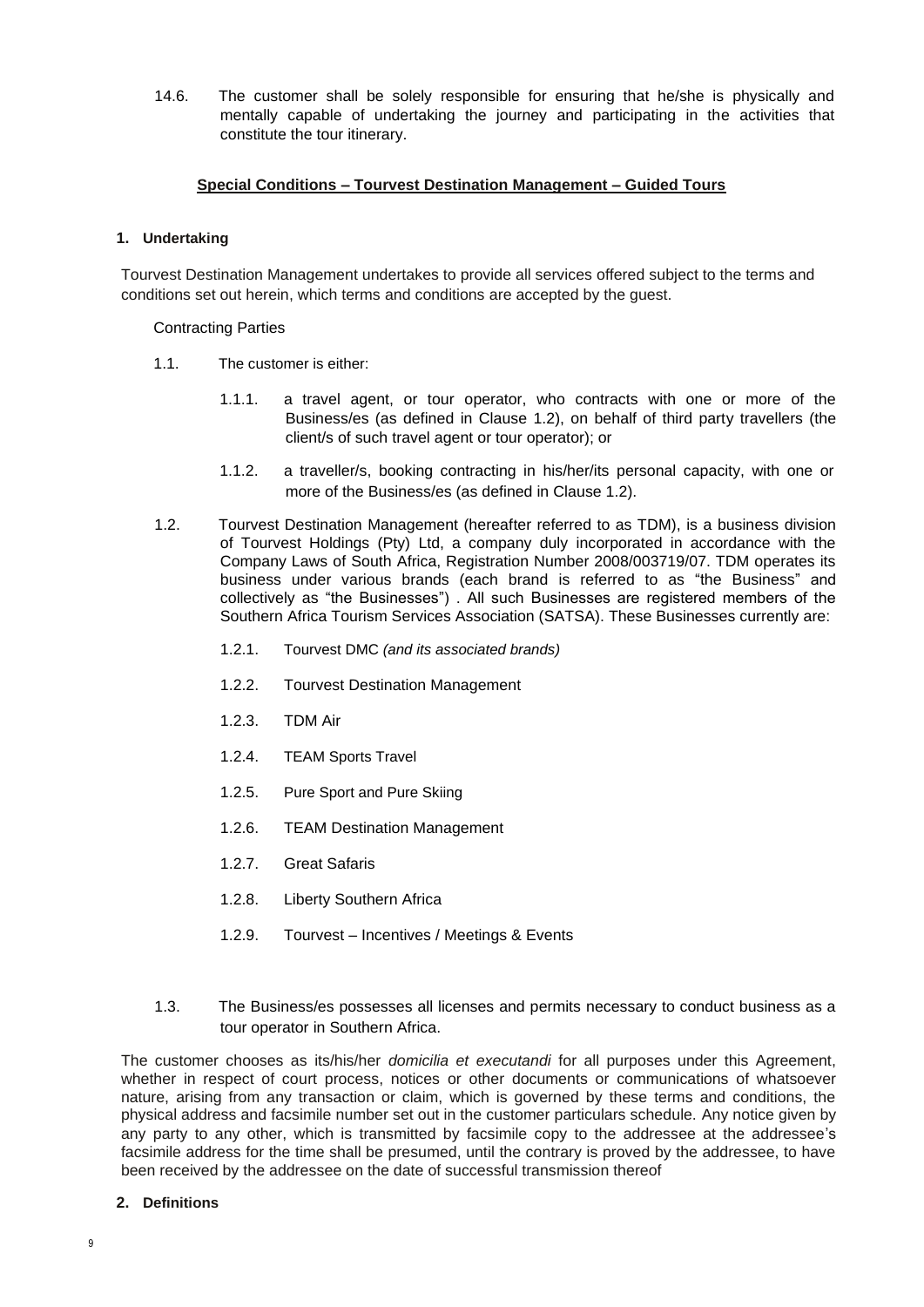14.6. The customer shall be solely responsible for ensuring that he/she is physically and mentally capable of undertaking the journey and participating in the activities that constitute the tour itinerary.

## Special Conditions – Tourvest Destination Management – Guided Tours

### 1. Undertaking

Tourvest Destination Management undertakes to provide all services offered subject to the terms and conditions set out herein, which terms and conditions are accepted by the guest.

Contracting Parties

1.1. The customer is either:

1.1.1. a travel agent, or tour operator, who contracts with one or more of the Business/es (as defined in Clause 1.2), on behalf of third party travellers (the client/s of such travel agent or tour operator); or

1.1.2. a traveller/s, booking contracting in his/her/its personal capacity, with one or more of the Business/es (as defined in Clause 1.2).

1.2. Tourvest Destination Management (hereafter referred to as TDM), is a business division of Tourvest Holdings (Pty) Ltd, a company duly incorporated in accordance with the Company Laws of South Africa, Registration Number 2008/003719/07. TDM operates its business under various brands (each brand is referred to as "the Business" and collectively as "the Businesses") . All such Businesses are registered members of the Southern Africa Tourism Services Association (SATSA). These Businesses currently are:

1.2.1. Tourvest DMC *(and its associated brands)*

1.2.2. Tourvest Destination Management

1.2.3. TDM Air

1.2.4. TEAM Sports Travel

1.2.5. Pure Sport and Pure Skiing

1.2.6. TEAM Destination Management

1.2.7. Great Safaris

1.2.8. Liberty Southern Africa

1.2.9. Tourvest – Incentives / Meetings & Events

1.3. The Business/es possesses all licenses and permits necessary to conduct business as a tour operator in Southern Africa.

The customer chooses as its/his/her *domicilia et executandi* for all purposes under this Agreement, whether in respect of court process, notices or other documents or communications of whatsoever nature, arising from any transaction or claim, which is governed by these terms and conditions, the physical address and facsimile number set out in the customer particulars schedule. Any notice given by any party to any other, which is transmitted by facsimile copy to the addressee at the addressee's facsimile address for the time shall be presumed, until the contrary is proved by the addressee, to have been received by the addressee on the date of successful transmission thereof

### 2. Definitions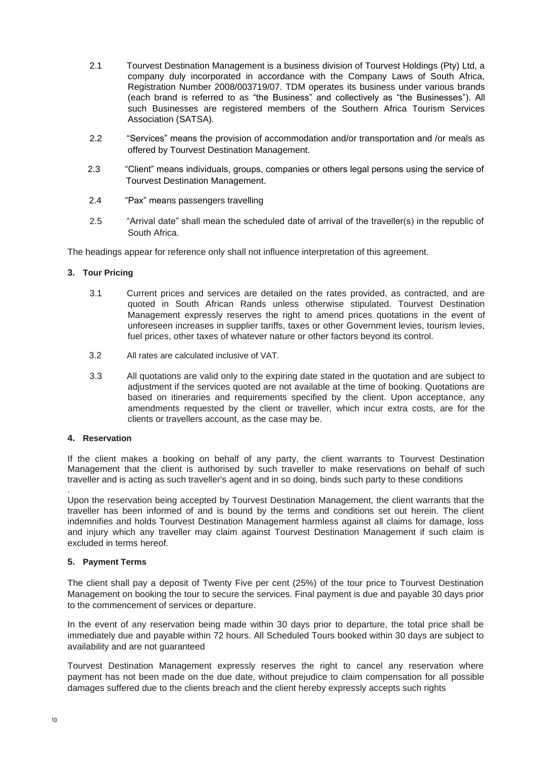2.1 Tourvest Destination Management is a business division of Tourvest Holdings (Pty) Ltd, a company duly incorporated in accordance with the Company Laws of South Africa, Registration Number 2008/003719/07. TDM operates its business under various brands (each brand is referred to as "the Business" and collectively as "the Businesses"). All such Businesses are registered members of the Southern Africa Tourism Services Association (SATSA).

2.2 "Services" means the provision of accommodation and/or transportation and /or meals as offered by Tourvest Destination Management.

2.3 "Client" means individuals, groups, companies or others legal persons using the service of Tourvest Destination Management.

2.4 "Pax" means passengers travelling

2.5 "Arrival date" shall mean the scheduled date of arrival of the traveller(s) in the republic of South Africa.

The headings appear for reference only shall not influence interpretation of this agreement.

### 3. Tour Pricing

3.1 Current prices and services are detailed on the rates provided, as contracted, and are quoted in South African Rands unless otherwise stipulated. Tourvest Destination Management expressly reserves the right to amend prices quotations in the event of unforeseen increases in supplier tariffs, taxes or other Government levies, tourism levies, fuel prices, other taxes of whatever nature or other factors beyond its control.

3.2 All rates are calculated inclusive of VAT.

3.3 All quotations are valid only to the expiring date stated in the quotation and are subject to adjustment if the services quoted are not available at the time of booking. Quotations are based on itineraries and requirements specified by the client. Upon acceptance, any amendments requested by the client or traveller, which incur extra costs, are for the clients or travellers account, as the case may be.

### 4. Reservation

If the client makes a booking on behalf of any party, the client warrants to Tourvest Destination Management that the client is authorised by such traveller to make reservations on behalf of such traveller and is acting as such traveller's agent and in so doing, binds such party to these conditions

.

Upon the reservation being accepted by Tourvest Destination Management, the client warrants that the traveller has been informed of and is bound by the terms and conditions set out herein. The client indemnifies and holds Tourvest Destination Management harmless against all claims for damage, loss and injury which any traveller may claim against Tourvest Destination Management if such claim is excluded in terms hereof.

### 5. Payment Terms

The client shall pay a deposit of Twenty Five per cent (25%) of the tour price to Tourvest Destination Management on booking the tour to secure the services. Final payment is due and payable 30 days prior to the commencement of services or departure.

In the event of any reservation being made within 30 days prior to departure, the total price shall be immediately due and payable within 72 hours. All Scheduled Tours booked within 30 days are subject to availability and are not guaranteed

Tourvest Destination Management expressly reserves the right to cancel any reservation where payment has not been made on the due date, without prejudice to claim compensation for all possible damages suffered due to the clients breach and the client hereby expressly accepts such rights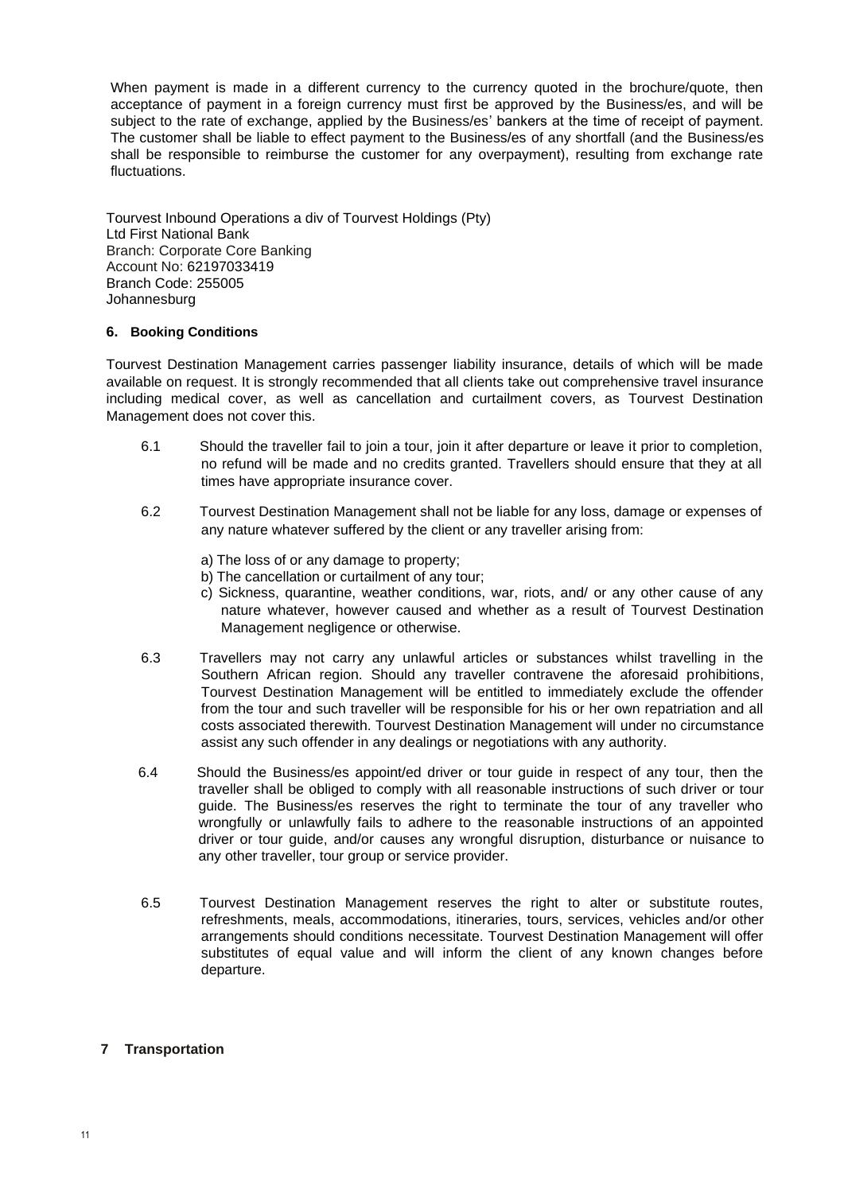When payment is made in a different currency to the currency quoted in the brochure/quote, then acceptance of payment in a foreign currency must first be approved by the Business/es, and will be subject to the rate of exchange, applied by the Business/es' bankers at the time of receipt of payment. The customer shall be liable to effect payment to the Business/es of any shortfall (and the Business/es shall be responsible to reimburse the customer for any overpayment), resulting from exchange rate fluctuations.

Tourvest Inbound Operations a div of Tourvest Holdings (Pty)
Ltd First National Bank
Branch: Corporate Core Banking
Account No: 62197033419
Branch Code: 255005
Johannesburg

### 6. Booking Conditions

Tourvest Destination Management carries passenger liability insurance, details of which will be made available on request. It is strongly recommended that all clients take out comprehensive travel insurance including medical cover, as well as cancellation and curtailment covers, as Tourvest Destination Management does not cover this.

6.1 Should the traveller fail to join a tour, join it after departure or leave it prior to completion, no refund will be made and no credits granted. Travellers should ensure that they at all times have appropriate insurance cover.

6.2 Tourvest Destination Management shall not be liable for any loss, damage or expenses of any nature whatever suffered by the client or any traveller arising from:

a) The loss of or any damage to property;
b) The cancellation or curtailment of any tour;
c) Sickness, quarantine, weather conditions, war, riots, and/ or any other cause of any nature whatever, however caused and whether as a result of Tourvest Destination Management negligence or otherwise.

6.3 Travellers may not carry any unlawful articles or substances whilst travelling in the Southern African region. Should any traveller contravene the aforesaid prohibitions, Tourvest Destination Management will be entitled to immediately exclude the offender from the tour and such traveller will be responsible for his or her own repatriation and all costs associated therewith. Tourvest Destination Management will under no circumstance assist any such offender in any dealings or negotiations with any authority.

6.4 Should the Business/es appoint/ed driver or tour guide in respect of any tour, then the traveller shall be obliged to comply with all reasonable instructions of such driver or tour guide. The Business/es reserves the right to terminate the tour of any traveller who wrongfully or unlawfully fails to adhere to the reasonable instructions of an appointed driver or tour guide, and/or causes any wrongful disruption, disturbance or nuisance to any other traveller, tour group or service provider.

6.5 Tourvest Destination Management reserves the right to alter or substitute routes, refreshments, meals, accommodations, itineraries, tours, services, vehicles and/or other arrangements should conditions necessitate. Tourvest Destination Management will offer substitutes of equal value and will inform the client of any known changes before departure.

### 7 Transportation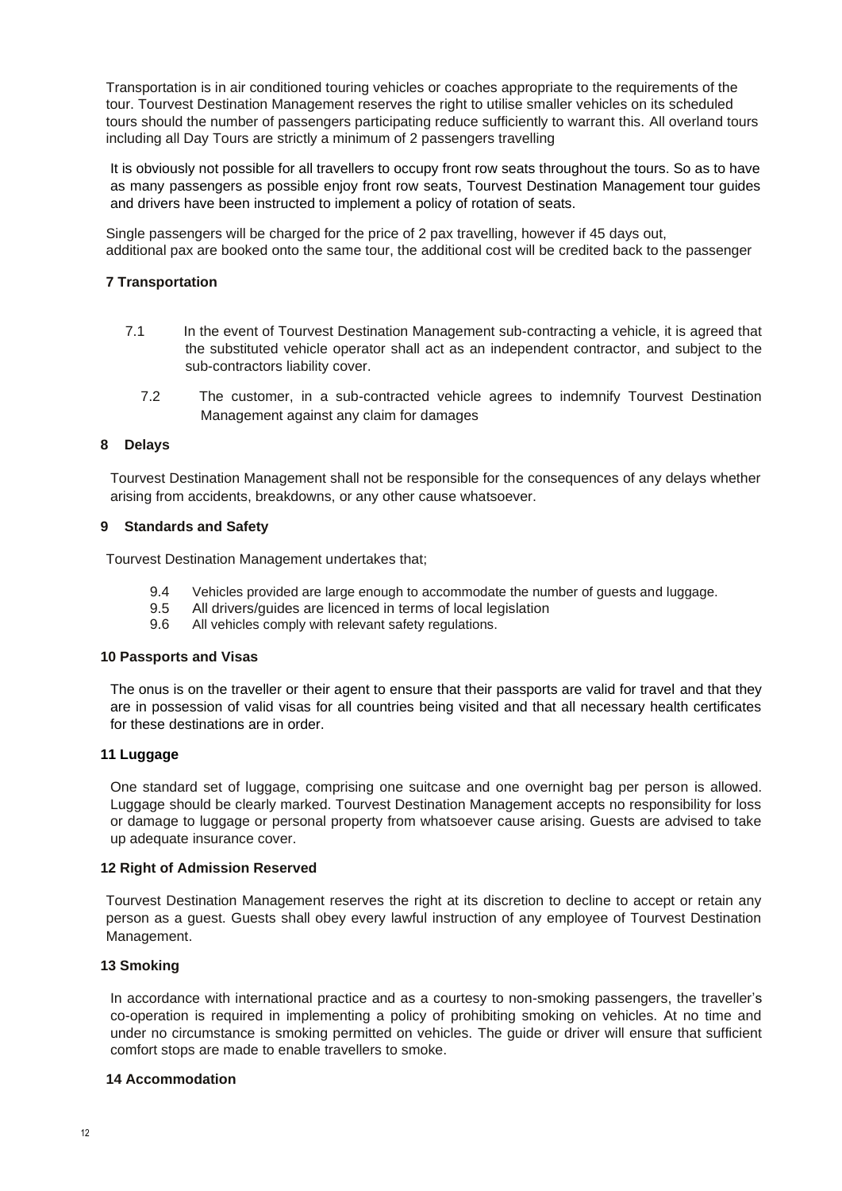Transportation is in air conditioned touring vehicles or coaches appropriate to the requirements of the tour. Tourvest Destination Management reserves the right to utilise smaller vehicles on its scheduled tours should the number of passengers participating reduce sufficiently to warrant this. All overland tours including all Day Tours are strictly a minimum of 2 passengers travelling

It is obviously not possible for all travellers to occupy front row seats throughout the tours. So as to have as many passengers as possible enjoy front row seats, Tourvest Destination Management tour guides and drivers have been instructed to implement a policy of rotation of seats.

Single passengers will be charged for the price of 2 pax travelling, however if 45 days out, additional pax are booked onto the same tour, the additional cost will be credited back to the passenger

**7 Transportation**

7.1 In the event of Tourvest Destination Management sub-contracting a vehicle, it is agreed that the substituted vehicle operator shall act as an independent contractor, and subject to the sub-contractors liability cover.

7.2 The customer, in a sub-contracted vehicle agrees to indemnify Tourvest Destination Management against any claim for damages

**8 Delays**

Tourvest Destination Management shall not be responsible for the consequences of any delays whether arising from accidents, breakdowns, or any other cause whatsoever.

**9 Standards and Safety**

Tourvest Destination Management undertakes that;

9.4 Vehicles provided are large enough to accommodate the number of guests and luggage.
9.5 All drivers/guides are licenced in terms of local legislation
9.6 All vehicles comply with relevant safety regulations.

**10 Passports and Visas**

The onus is on the traveller or their agent to ensure that their passports are valid for travel and that they are in possession of valid visas for all countries being visited and that all necessary health certificates for these destinations are in order.

**11 Luggage**

One standard set of luggage, comprising one suitcase and one overnight bag per person is allowed. Luggage should be clearly marked. Tourvest Destination Management accepts no responsibility for loss or damage to luggage or personal property from whatsoever cause arising. Guests are advised to take up adequate insurance cover.

**12 Right of Admission Reserved**

Tourvest Destination Management reserves the right at its discretion to decline to accept or retain any person as a guest. Guests shall obey every lawful instruction of any employee of Tourvest Destination Management.

**13 Smoking**

In accordance with international practice and as a courtesy to non-smoking passengers, the traveller's co-operation is required in implementing a policy of prohibiting smoking on vehicles. At no time and under no circumstance is smoking permitted on vehicles. The guide or driver will ensure that sufficient comfort stops are made to enable travellers to smoke.

**14 Accommodation**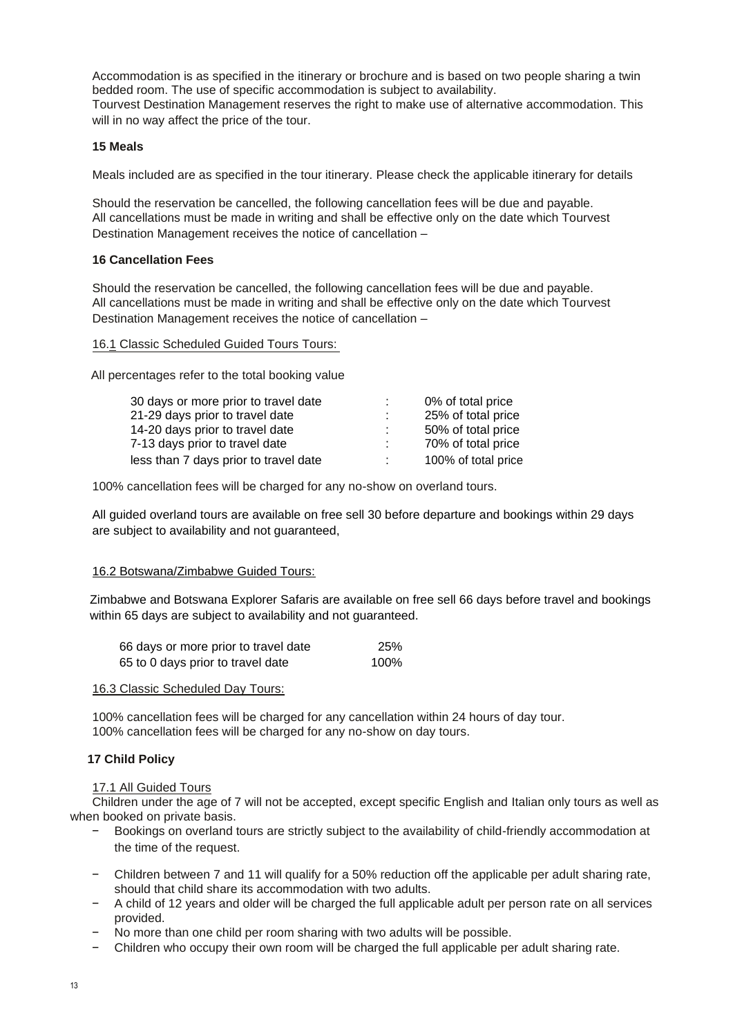Accommodation is as specified in the itinerary or brochure and is based on two people sharing a twin bedded room. The use of specific accommodation is subject to availability.
Tourvest Destination Management reserves the right to make use of alternative accommodation. This will in no way affect the price of the tour.

### 15 Meals

Meals included are as specified in the tour itinerary. Please check the applicable itinerary for details

Should the reservation be cancelled, the following cancellation fees will be due and payable.
All cancellations must be made in writing and shall be effective only on the date which Tourvest Destination Management receives the notice of cancellation –

### 16 Cancellation Fees

Should the reservation be cancelled, the following cancellation fees will be due and payable.
All cancellations must be made in writing and shall be effective only on the date which Tourvest Destination Management receives the notice of cancellation –

16.1 Classic Scheduled Guided Tours Tours:

All percentages refer to the total booking value

| | | |
|---|---|---|
| 30 days or more prior to travel date | : | 0% of total price |
| 21-29 days prior to travel date | : | 25% of total price |
| 14-20 days prior to travel date | : | 50% of total price |
| 7-13 days prior to travel date | : | 70% of total price |
| less than 7 days prior to travel date | : | 100% of total price |

100% cancellation fees will be charged for any no-show on overland tours.

All guided overland tours are available on free sell 30 before departure and bookings within 29 days are subject to availability and not guaranteed,

16.2 Botswana/Zimbabwe Guided Tours:

Zimbabwe and Botswana Explorer Safaris are available on free sell 66 days before travel and bookings within 65 days are subject to availability and not guaranteed.

| | |
|---|---|
| 66 days or more prior to travel date | 25% |
| 65 to 0 days prior to travel date | 100% |

16.3 Classic Scheduled Day Tours:

100% cancellation fees will be charged for any cancellation within 24 hours of day tour.
100% cancellation fees will be charged for any no-show on day tours.

### 17 Child Policy

17.1 All Guided Tours

Children under the age of 7 will not be accepted, except specific English and Italian only tours as well as when booked on private basis.

- Bookings on overland tours are strictly subject to the availability of child-friendly accommodation at the time of the request.
- Children between 7 and 11 will qualify for a 50% reduction off the applicable per adult sharing rate, should that child share its accommodation with two adults.
- A child of 12 years and older will be charged the full applicable adult per person rate on all services provided.
- No more than one child per room sharing with two adults will be possible.
- Children who occupy their own room will be charged the full applicable per adult sharing rate.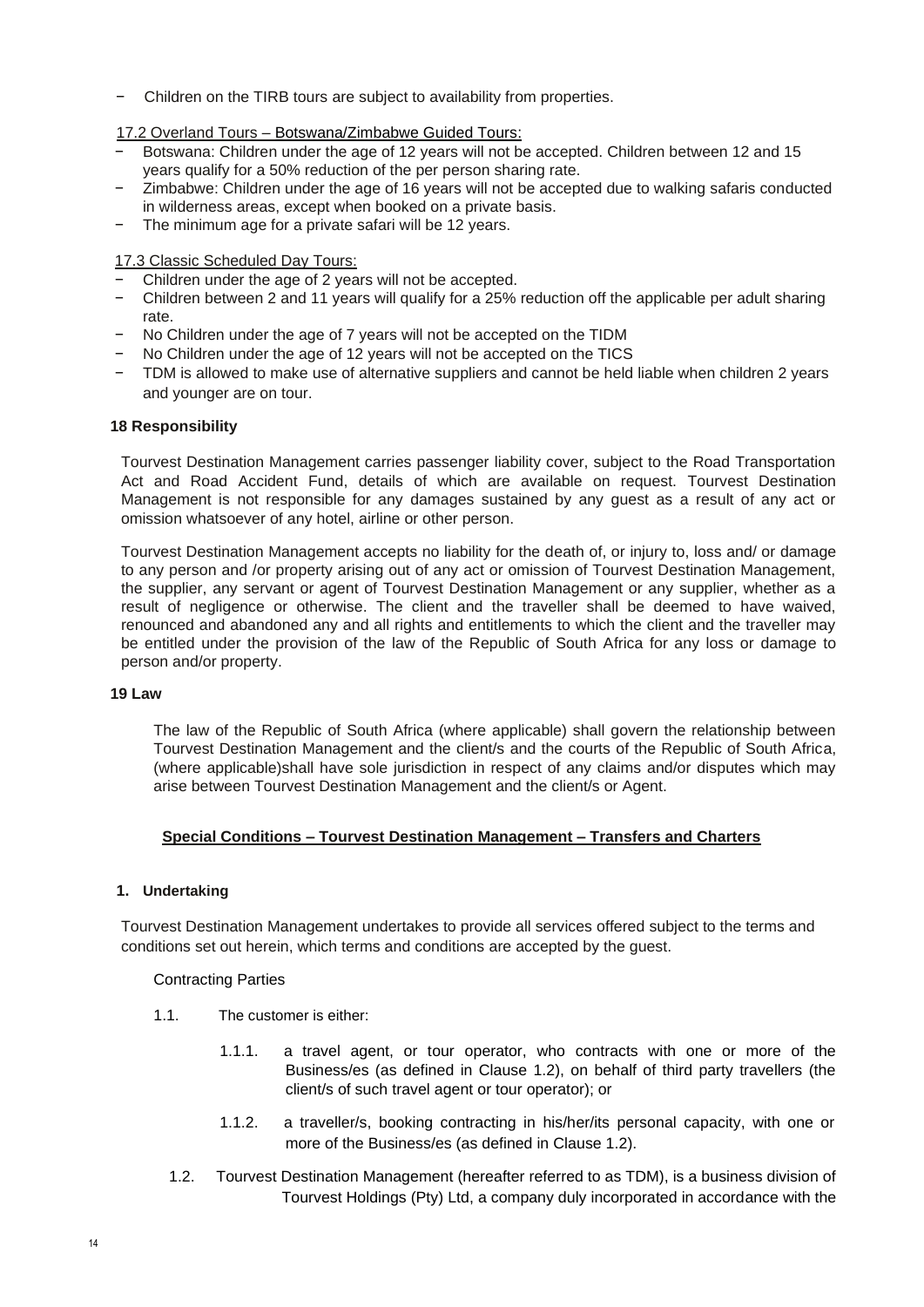- Children on the TIRB tours are subject to availability from properties.

17.2 Overland Tours – Botswana/Zimbabwe Guided Tours:

- Botswana: Children under the age of 12 years will not be accepted. Children between 12 and 15 years qualify for a 50% reduction of the per person sharing rate.
- Zimbabwe: Children under the age of 16 years will not be accepted due to walking safaris conducted in wilderness areas, except when booked on a private basis.
- The minimum age for a private safari will be 12 years.

17.3 Classic Scheduled Day Tours:

- Children under the age of 2 years will not be accepted.
- Children between 2 and 11 years will qualify for a 25% reduction off the applicable per adult sharing rate.
- No Children under the age of 7 years will not be accepted on the TIDM
- No Children under the age of 12 years will not be accepted on the TICS
- TDM is allowed to make use of alternative suppliers and cannot be held liable when children 2 years and younger are on tour.

**18 Responsibility**

Tourvest Destination Management carries passenger liability cover, subject to the Road Transportation Act and Road Accident Fund, details of which are available on request. Tourvest Destination Management is not responsible for any damages sustained by any guest as a result of any act or omission whatsoever of any hotel, airline or other person.

Tourvest Destination Management accepts no liability for the death of, or injury to, loss and/ or damage to any person and /or property arising out of any act or omission of Tourvest Destination Management, the supplier, any servant or agent of Tourvest Destination Management or any supplier, whether as a result of negligence or otherwise. The client and the traveller shall be deemed to have waived, renounced and abandoned any and all rights and entitlements to which the client and the traveller may be entitled under the provision of the law of the Republic of South Africa for any loss or damage to person and/or property.

**19 Law**

The law of the Republic of South Africa (where applicable) shall govern the relationship between Tourvest Destination Management and the client/s and the courts of the Republic of South Africa, (where applicable)shall have sole jurisdiction in respect of any claims and/or disputes which may arise between Tourvest Destination Management and the client/s or Agent.

## Special Conditions – Tourvest Destination Management – Transfers and Charters

**1. Undertaking**

Tourvest Destination Management undertakes to provide all services offered subject to the terms and conditions set out herein, which terms and conditions are accepted by the guest.

Contracting Parties

1.1. The customer is either:

1.1.1. a travel agent, or tour operator, who contracts with one or more of the Business/es (as defined in Clause 1.2), on behalf of third party travellers (the client/s of such travel agent or tour operator); or

1.1.2. a traveller/s, booking contracting in his/her/its personal capacity, with one or more of the Business/es (as defined in Clause 1.2).

1.2. Tourvest Destination Management (hereafter referred to as TDM), is a business division of Tourvest Holdings (Pty) Ltd, a company duly incorporated in accordance with the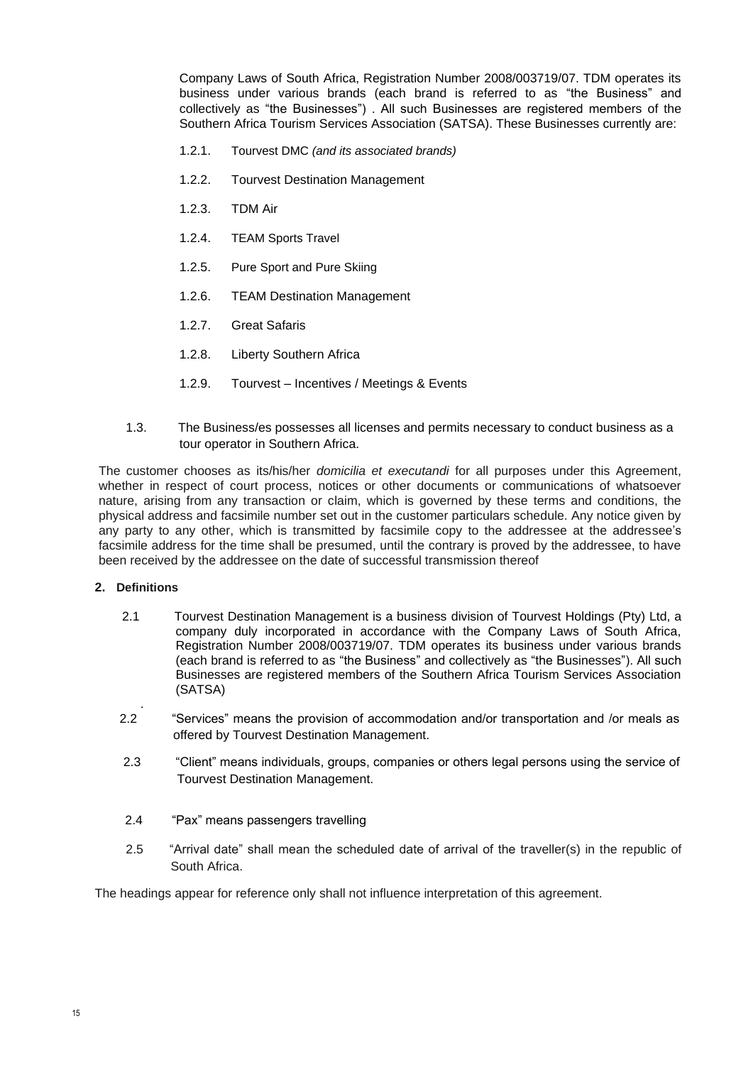Company Laws of South Africa, Registration Number 2008/003719/07. TDM operates its business under various brands (each brand is referred to as "the Business" and collectively as "the Businesses") . All such Businesses are registered members of the Southern Africa Tourism Services Association (SATSA). These Businesses currently are:

- 1.2.1. Tourvest DMC *(and its associated brands)*
- 1.2.2. Tourvest Destination Management
- 1.2.3. TDM Air
- 1.2.4. TEAM Sports Travel
- 1.2.5. Pure Sport and Pure Skiing
- 1.2.6. TEAM Destination Management
- 1.2.7. Great Safaris
- 1.2.8. Liberty Southern Africa
- 1.2.9. Tourvest – Incentives / Meetings & Events

1.3. The Business/es possesses all licenses and permits necessary to conduct business as a tour operator in Southern Africa.

The customer chooses as its/his/her *domicilia et executandi* for all purposes under this Agreement, whether in respect of court process, notices or other documents or communications of whatsoever nature, arising from any transaction or claim, which is governed by these terms and conditions, the physical address and facsimile number set out in the customer particulars schedule. Any notice given by any party to any other, which is transmitted by facsimile copy to the addressee at the addressee's facsimile address for the time shall be presumed, until the contrary is proved by the addressee, to have been received by the addressee on the date of successful transmission thereof

## 2. Definitions

2.1 Tourvest Destination Management is a business division of Tourvest Holdings (Pty) Ltd, a company duly incorporated in accordance with the Company Laws of South Africa, Registration Number 2008/003719/07. TDM operates its business under various brands (each brand is referred to as "the Business" and collectively as "the Businesses"). All such Businesses are registered members of the Southern Africa Tourism Services Association (SATSA)

2.2 "Services" means the provision of accommodation and/or transportation and /or meals as offered by Tourvest Destination Management.

2.3 "Client" means individuals, groups, companies or others legal persons using the service of Tourvest Destination Management.

2.4 "Pax" means passengers travelling

2.5 "Arrival date" shall mean the scheduled date of arrival of the traveller(s) in the republic of South Africa.

The headings appear for reference only shall not influence interpretation of this agreement.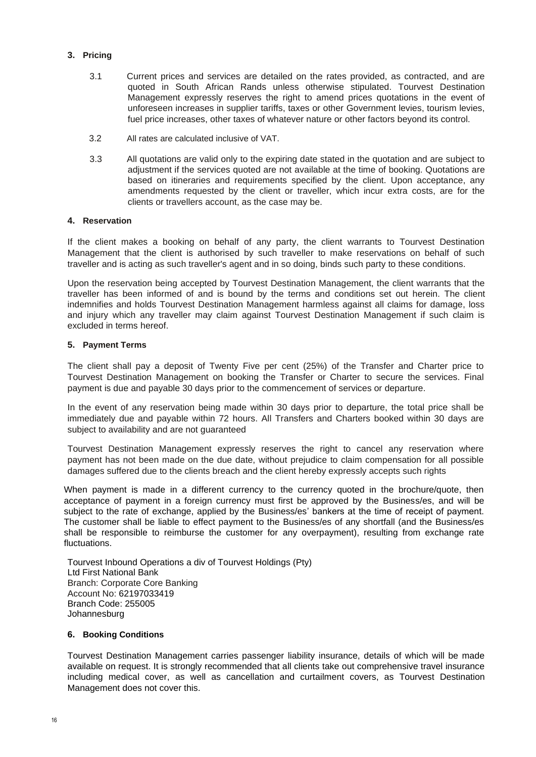## 3. Pricing

3.1 Current prices and services are detailed on the rates provided, as contracted, and are quoted in South African Rands unless otherwise stipulated. Tourvest Destination Management expressly reserves the right to amend prices quotations in the event of unforeseen increases in supplier tariffs, taxes or other Government levies, tourism levies, fuel price increases, other taxes of whatever nature or other factors beyond its control.

3.2 All rates are calculated inclusive of VAT.

3.3 All quotations are valid only to the expiring date stated in the quotation and are subject to adjustment if the services quoted are not available at the time of booking. Quotations are based on itineraries and requirements specified by the client. Upon acceptance, any amendments requested by the client or traveller, which incur extra costs, are for the clients or travellers account, as the case may be.

## 4. Reservation

If the client makes a booking on behalf of any party, the client warrants to Tourvest Destination Management that the client is authorised by such traveller to make reservations on behalf of such traveller and is acting as such traveller's agent and in so doing, binds such party to these conditions.

Upon the reservation being accepted by Tourvest Destination Management, the client warrants that the traveller has been informed of and is bound by the terms and conditions set out herein. The client indemnifies and holds Tourvest Destination Management harmless against all claims for damage, loss and injury which any traveller may claim against Tourvest Destination Management if such claim is excluded in terms hereof.

## 5. Payment Terms

The client shall pay a deposit of Twenty Five per cent (25%) of the Transfer and Charter price to Tourvest Destination Management on booking the Transfer or Charter to secure the services. Final payment is due and payable 30 days prior to the commencement of services or departure.

In the event of any reservation being made within 30 days prior to departure, the total price shall be immediately due and payable within 72 hours. All Transfers and Charters booked within 30 days are subject to availability and are not guaranteed

Tourvest Destination Management expressly reserves the right to cancel any reservation where payment has not been made on the due date, without prejudice to claim compensation for all possible damages suffered due to the clients breach and the client hereby expressly accepts such rights

When payment is made in a different currency to the currency quoted in the brochure/quote, then acceptance of payment in a foreign currency must first be approved by the Business/es, and will be subject to the rate of exchange, applied by the Business/es' bankers at the time of receipt of payment. The customer shall be liable to effect payment to the Business/es of any shortfall (and the Business/es shall be responsible to reimburse the customer for any overpayment), resulting from exchange rate fluctuations.

Tourvest Inbound Operations a div of Tourvest Holdings (Pty)
Ltd First National Bank
Branch: Corporate Core Banking
Account No: 62197033419
Branch Code: 255005
Johannesburg

## 6. Booking Conditions

Tourvest Destination Management carries passenger liability insurance, details of which will be made available on request. It is strongly recommended that all clients take out comprehensive travel insurance including medical cover, as well as cancellation and curtailment covers, as Tourvest Destination Management does not cover this.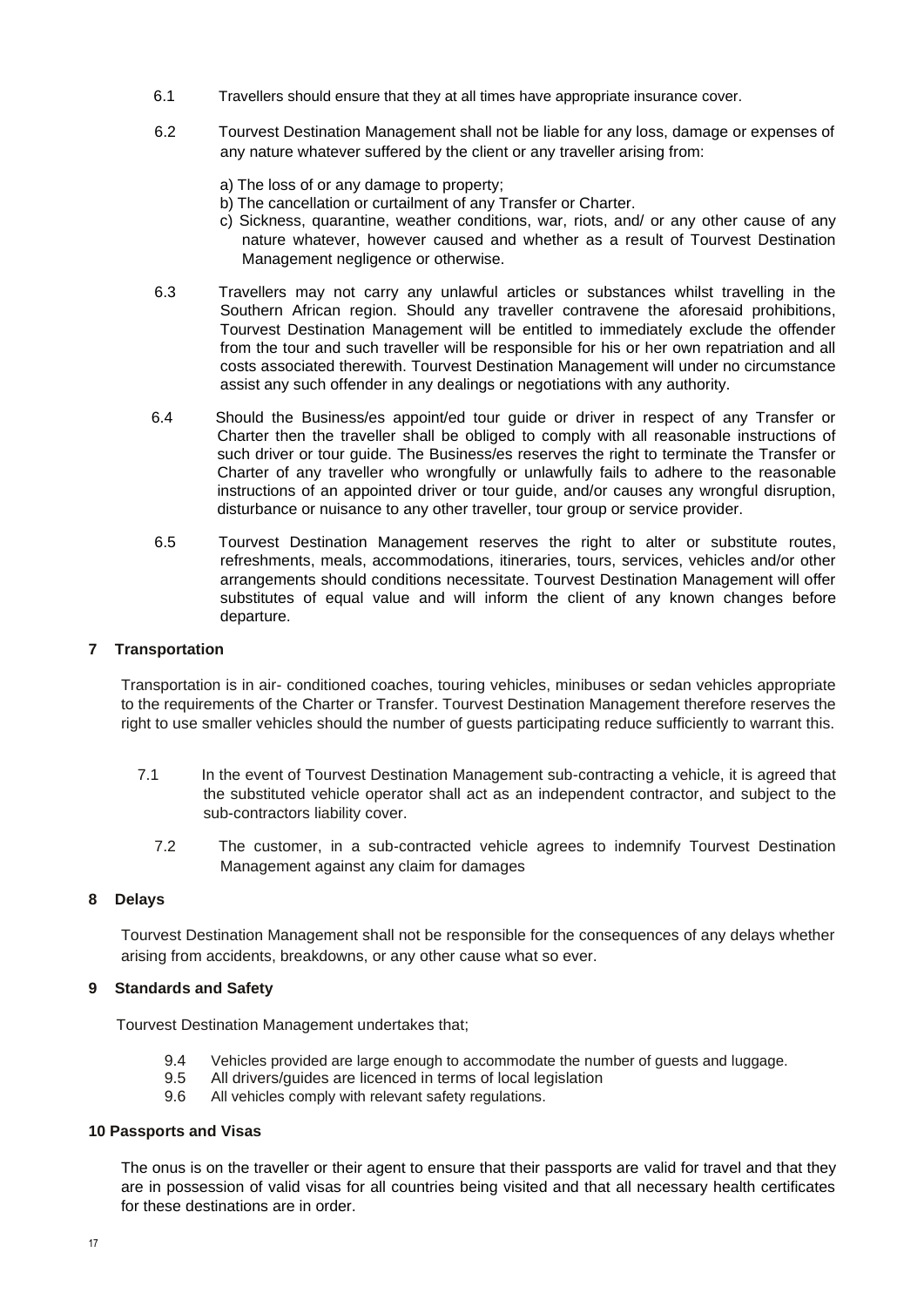6.1 Travellers should ensure that they at all times have appropriate insurance cover.

6.2 Tourvest Destination Management shall not be liable for any loss, damage or expenses of any nature whatever suffered by the client or any traveller arising from:

a) The loss of or any damage to property;
b) The cancellation or curtailment of any Transfer or Charter.
c) Sickness, quarantine, weather conditions, war, riots, and/ or any other cause of any nature whatever, however caused and whether as a result of Tourvest Destination Management negligence or otherwise.

6.3 Travellers may not carry any unlawful articles or substances whilst travelling in the Southern African region. Should any traveller contravene the aforesaid prohibitions, Tourvest Destination Management will be entitled to immediately exclude the offender from the tour and such traveller will be responsible for his or her own repatriation and all costs associated therewith. Tourvest Destination Management will under no circumstance assist any such offender in any dealings or negotiations with any authority.

6.4 Should the Business/es appoint/ed tour guide or driver in respect of any Transfer or Charter then the traveller shall be obliged to comply with all reasonable instructions of such driver or tour guide. The Business/es reserves the right to terminate the Transfer or Charter of any traveller who wrongfully or unlawfully fails to adhere to the reasonable instructions of an appointed driver or tour guide, and/or causes any wrongful disruption, disturbance or nuisance to any other traveller, tour group or service provider.

6.5 Tourvest Destination Management reserves the right to alter or substitute routes, refreshments, meals, accommodations, itineraries, tours, services, vehicles and/or other arrangements should conditions necessitate. Tourvest Destination Management will offer substitutes of equal value and will inform the client of any known changes before departure.

## 7 Transportation

Transportation is in air- conditioned coaches, touring vehicles, minibuses or sedan vehicles appropriate to the requirements of the Charter or Transfer. Tourvest Destination Management therefore reserves the right to use smaller vehicles should the number of guests participating reduce sufficiently to warrant this.

7.1 In the event of Tourvest Destination Management sub-contracting a vehicle, it is agreed that the substituted vehicle operator shall act as an independent contractor, and subject to the sub-contractors liability cover.

7.2 The customer, in a sub-contracted vehicle agrees to indemnify Tourvest Destination Management against any claim for damages

## 8 Delays

Tourvest Destination Management shall not be responsible for the consequences of any delays whether arising from accidents, breakdowns, or any other cause what so ever.

## 9 Standards and Safety

Tourvest Destination Management undertakes that;

9.4 Vehicles provided are large enough to accommodate the number of guests and luggage.
9.5 All drivers/guides are licenced in terms of local legislation
9.6 All vehicles comply with relevant safety regulations.

## 10 Passports and Visas

The onus is on the traveller or their agent to ensure that their passports are valid for travel and that they are in possession of valid visas for all countries being visited and that all necessary health certificates for these destinations are in order.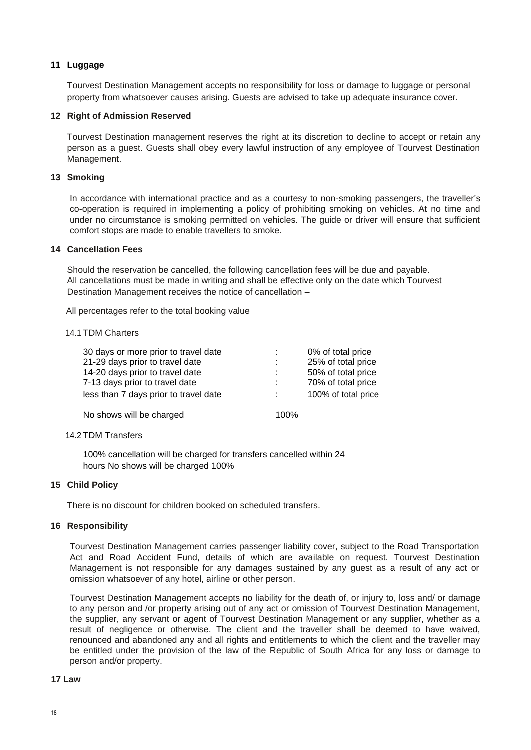## 11 Luggage

Tourvest Destination Management accepts no responsibility for loss or damage to luggage or personal property from whatsoever causes arising. Guests are advised to take up adequate insurance cover.

## 12 Right of Admission Reserved

Tourvest Destination management reserves the right at its discretion to decline to accept or retain any person as a guest. Guests shall obey every lawful instruction of any employee of Tourvest Destination Management.

## 13 Smoking

In accordance with international practice and as a courtesy to non-smoking passengers, the traveller's co-operation is required in implementing a policy of prohibiting smoking on vehicles. At no time and under no circumstance is smoking permitted on vehicles. The guide or driver will ensure that sufficient comfort stops are made to enable travellers to smoke.

## 14 Cancellation Fees

Should the reservation be cancelled, the following cancellation fees will be due and payable. All cancellations must be made in writing and shall be effective only on the date which Tourvest Destination Management receives the notice of cancellation –

All percentages refer to the total booking value

14.1 TDM Charters

| | | |
|---|---|---|
| 30 days or more prior to travel date | : | 0% of total price |
| 21-29 days prior to travel date | : | 25% of total price |
| 14-20 days prior to travel date | : | 50% of total price |
| 7-13 days prior to travel date | : | 70% of total price |
| less than 7 days prior to travel date | : | 100% of total price |
| No shows will be charged | 100% | |

14.2 TDM Transfers

100% cancellation will be charged for transfers cancelled within 24 hours No shows will be charged 100%

## 15 Child Policy

There is no discount for children booked on scheduled transfers.

## 16 Responsibility

Tourvest Destination Management carries passenger liability cover, subject to the Road Transportation Act and Road Accident Fund, details of which are available on request. Tourvest Destination Management is not responsible for any damages sustained by any guest as a result of any act or omission whatsoever of any hotel, airline or other person.

Tourvest Destination Management accepts no liability for the death of, or injury to, loss and/ or damage to any person and /or property arising out of any act or omission of Tourvest Destination Management, the supplier, any servant or agent of Tourvest Destination Management or any supplier, whether as a result of negligence or otherwise. The client and the traveller shall be deemed to have waived, renounced and abandoned any and all rights and entitlements to which the client and the traveller may be entitled under the provision of the law of the Republic of South Africa for any loss or damage to person and/or property.

## 17 Law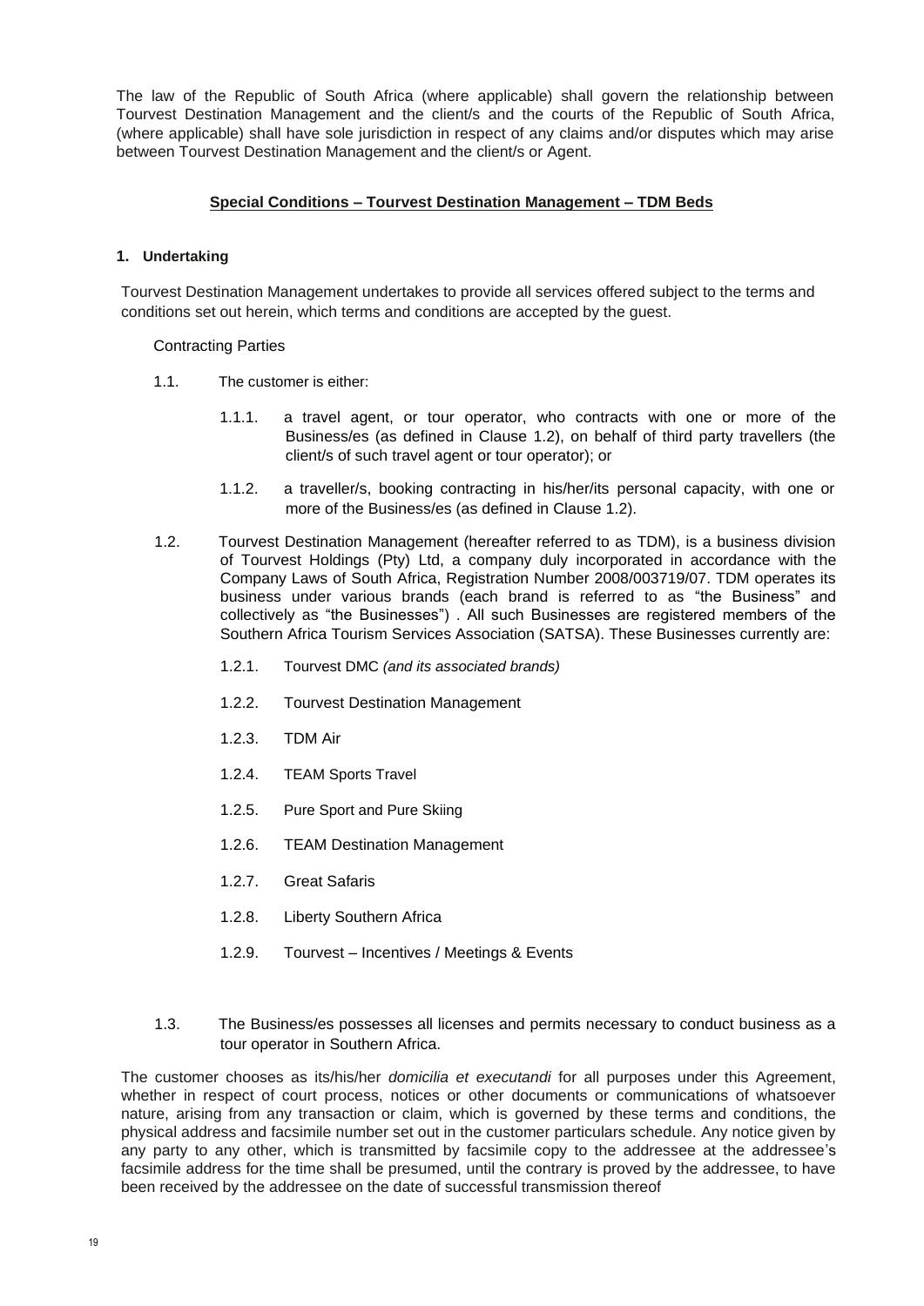The law of the Republic of South Africa (where applicable) shall govern the relationship between Tourvest Destination Management and the client/s and the courts of the Republic of South Africa, (where applicable) shall have sole jurisdiction in respect of any claims and/or disputes which may arise between Tourvest Destination Management and the client/s or Agent.

## Special Conditions – Tourvest Destination Management – TDM Beds

### 1. Undertaking

Tourvest Destination Management undertakes to provide all services offered subject to the terms and conditions set out herein, which terms and conditions are accepted by the guest.

Contracting Parties

1.1. The customer is either:

1.1.1. a travel agent, or tour operator, who contracts with one or more of the Business/es (as defined in Clause 1.2), on behalf of third party travellers (the client/s of such travel agent or tour operator); or

1.1.2. a traveller/s, booking contracting in his/her/its personal capacity, with one or more of the Business/es (as defined in Clause 1.2).

1.2. Tourvest Destination Management (hereafter referred to as TDM), is a business division of Tourvest Holdings (Pty) Ltd, a company duly incorporated in accordance with the Company Laws of South Africa, Registration Number 2008/003719/07. TDM operates its business under various brands (each brand is referred to as "the Business" and collectively as "the Businesses") . All such Businesses are registered members of the Southern Africa Tourism Services Association (SATSA). These Businesses currently are:

1.2.1. Tourvest DMC *(and its associated brands)*

1.2.2. Tourvest Destination Management

1.2.3. TDM Air

1.2.4. TEAM Sports Travel

1.2.5. Pure Sport and Pure Skiing

1.2.6. TEAM Destination Management

1.2.7. Great Safaris

1.2.8. Liberty Southern Africa

1.2.9. Tourvest – Incentives / Meetings & Events

1.3. The Business/es possesses all licenses and permits necessary to conduct business as a tour operator in Southern Africa.

The customer chooses as its/his/her *domicilia et executandi* for all purposes under this Agreement, whether in respect of court process, notices or other documents or communications of whatsoever nature, arising from any transaction or claim, which is governed by these terms and conditions, the physical address and facsimile number set out in the customer particulars schedule. Any notice given by any party to any other, which is transmitted by facsimile copy to the addressee at the addressee's facsimile address for the time shall be presumed, until the contrary is proved by the addressee, to have been received by the addressee on the date of successful transmission thereof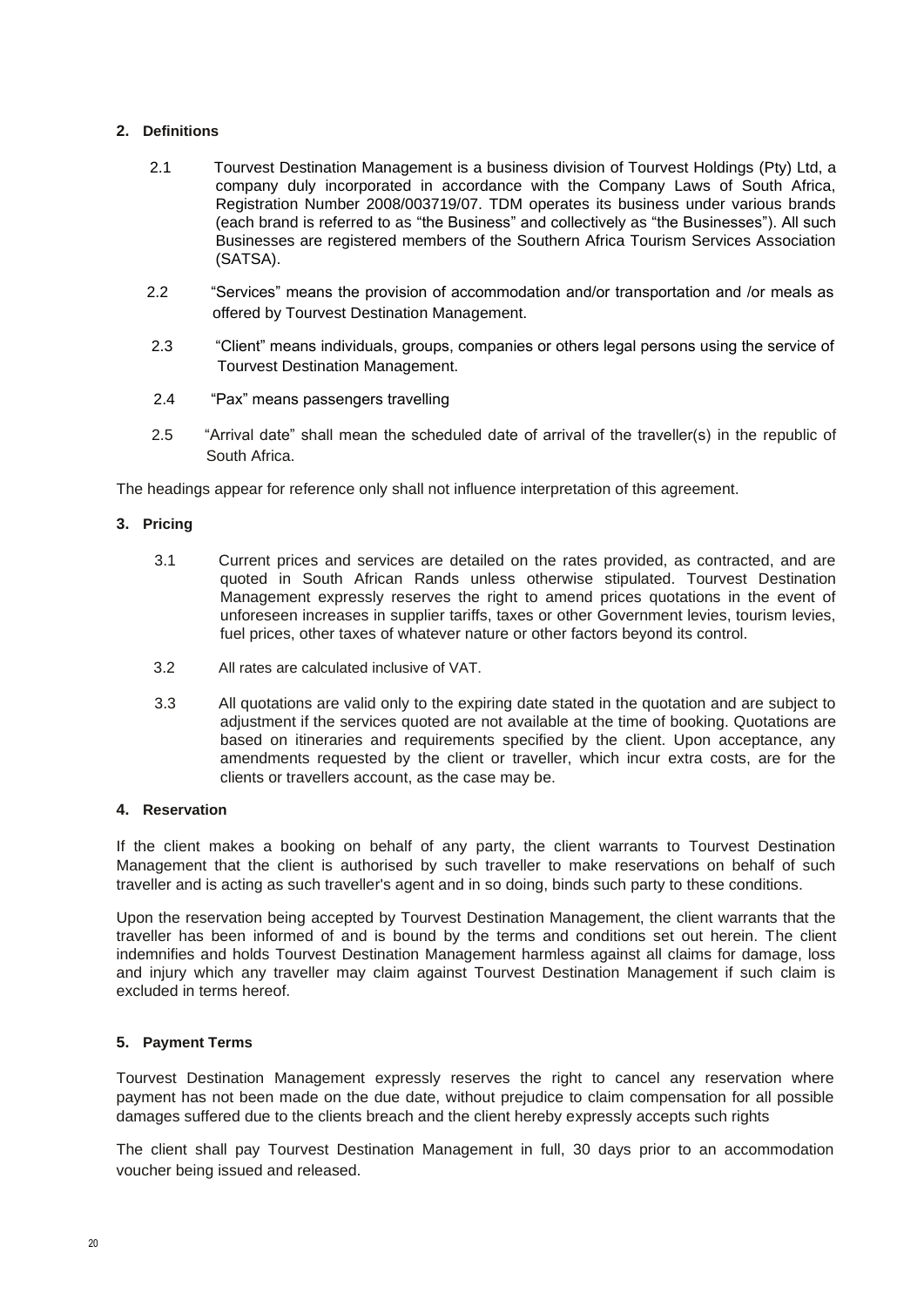## 2. Definitions

2.1 Tourvest Destination Management is a business division of Tourvest Holdings (Pty) Ltd, a company duly incorporated in accordance with the Company Laws of South Africa, Registration Number 2008/003719/07. TDM operates its business under various brands (each brand is referred to as "the Business" and collectively as "the Businesses"). All such Businesses are registered members of the Southern Africa Tourism Services Association (SATSA).

2.2 "Services" means the provision of accommodation and/or transportation and /or meals as offered by Tourvest Destination Management.

2.3 "Client" means individuals, groups, companies or others legal persons using the service of Tourvest Destination Management.

2.4 "Pax" means passengers travelling

2.5 "Arrival date" shall mean the scheduled date of arrival of the traveller(s) in the republic of South Africa.

The headings appear for reference only shall not influence interpretation of this agreement.

## 3. Pricing

3.1 Current prices and services are detailed on the rates provided, as contracted, and are quoted in South African Rands unless otherwise stipulated. Tourvest Destination Management expressly reserves the right to amend prices quotations in the event of unforeseen increases in supplier tariffs, taxes or other Government levies, tourism levies, fuel prices, other taxes of whatever nature or other factors beyond its control.

3.2 All rates are calculated inclusive of VAT.

3.3 All quotations are valid only to the expiring date stated in the quotation and are subject to adjustment if the services quoted are not available at the time of booking. Quotations are based on itineraries and requirements specified by the client. Upon acceptance, any amendments requested by the client or traveller, which incur extra costs, are for the clients or travellers account, as the case may be.

## 4. Reservation

If the client makes a booking on behalf of any party, the client warrants to Tourvest Destination Management that the client is authorised by such traveller to make reservations on behalf of such traveller and is acting as such traveller's agent and in so doing, binds such party to these conditions.

Upon the reservation being accepted by Tourvest Destination Management, the client warrants that the traveller has been informed of and is bound by the terms and conditions set out herein. The client indemnifies and holds Tourvest Destination Management harmless against all claims for damage, loss and injury which any traveller may claim against Tourvest Destination Management if such claim is excluded in terms hereof.

## 5. Payment Terms

Tourvest Destination Management expressly reserves the right to cancel any reservation where payment has not been made on the due date, without prejudice to claim compensation for all possible damages suffered due to the clients breach and the client hereby expressly accepts such rights

The client shall pay Tourvest Destination Management in full, 30 days prior to an accommodation voucher being issued and released.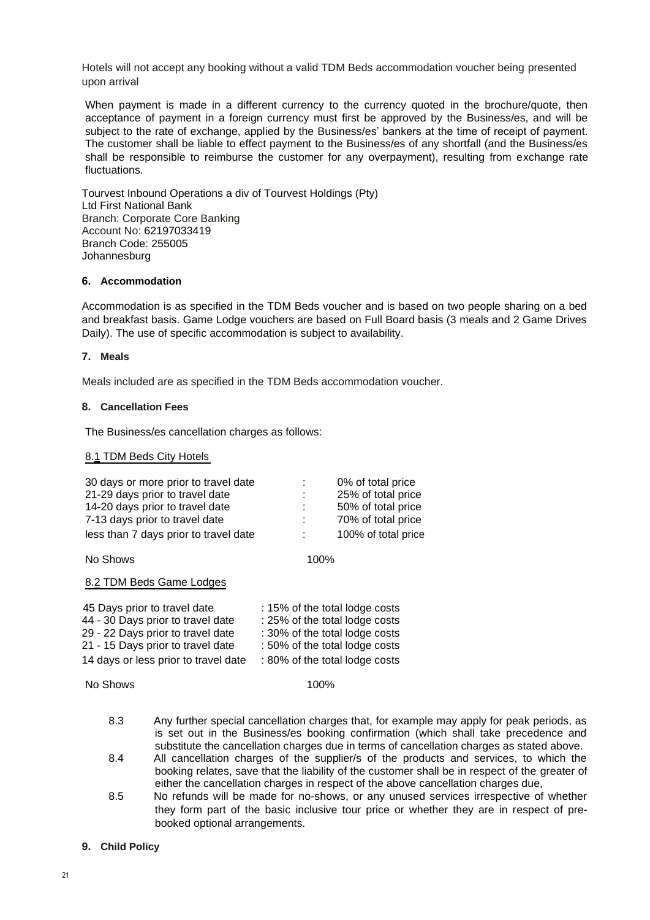Hotels will not accept any booking without a valid TDM Beds accommodation voucher being presented upon arrival

When payment is made in a different currency to the currency quoted in the brochure/quote, then acceptance of payment in a foreign currency must first be approved by the Business/es, and will be subject to the rate of exchange, applied by the Business/es' bankers at the time of receipt of payment. The customer shall be liable to effect payment to the Business/es of any shortfall (and the Business/es shall be responsible to reimburse the customer for any overpayment), resulting from exchange rate fluctuations.

Tourvest Inbound Operations a div of Tourvest Holdings (Pty)
Ltd First National Bank
Branch: Corporate Core Banking
Account No: 62197033419
Branch Code: 255005
Johannesburg

### 6. Accommodation

Accommodation is as specified in the TDM Beds voucher and is based on two people sharing on a bed and breakfast basis. Game Lodge vouchers are based on Full Board basis (3 meals and 2 Game Drives Daily). The use of specific accommodation is subject to availability.

### 7. Meals

Meals included are as specified in the TDM Beds accommodation voucher.

### 8. Cancellation Fees

The Business/es cancellation charges as follows:

8.1 TDM Beds City Hotels

| | | |
|---|---|---|
| 30 days or more prior to travel date | : | 0% of total price |
| 21-29 days prior to travel date | : | 25% of total price |
| 14-20 days prior to travel date | : | 50% of total price |
| 7-13 days prior to travel date | : | 70% of total price |
| less than 7 days prior to travel date | : | 100% of total price |
| No Shows | | 100% |

8.2 TDM Beds Game Lodges

| | |
|---|---|
| 45 Days prior to travel date | : 15% of the total lodge costs |
| 44 - 30 Days prior to travel date | : 25% of the total lodge costs |
| 29 - 22 Days prior to travel date | : 30% of the total lodge costs |
| 21 - 15 Days prior to travel date | : 50% of the total lodge costs |
| 14 days or less prior to travel date | : 80% of the total lodge costs |
| No Shows | 100% |

8.3 Any further special cancellation charges that, for example may apply for peak periods, as is set out in the Business/es booking confirmation (which shall take precedence and substitute the cancellation charges due in terms of cancellation charges as stated above.

8.4 All cancellation charges of the supplier/s of the products and services, to which the booking relates, save that the liability of the customer shall be in respect of the greater of either the cancellation charges in respect of the above cancellation charges due,

8.5 No refunds will be made for no-shows, or any unused services irrespective of whether they form part of the basic inclusive tour price or whether they are in respect of pre-booked optional arrangements.

### 9. Child Policy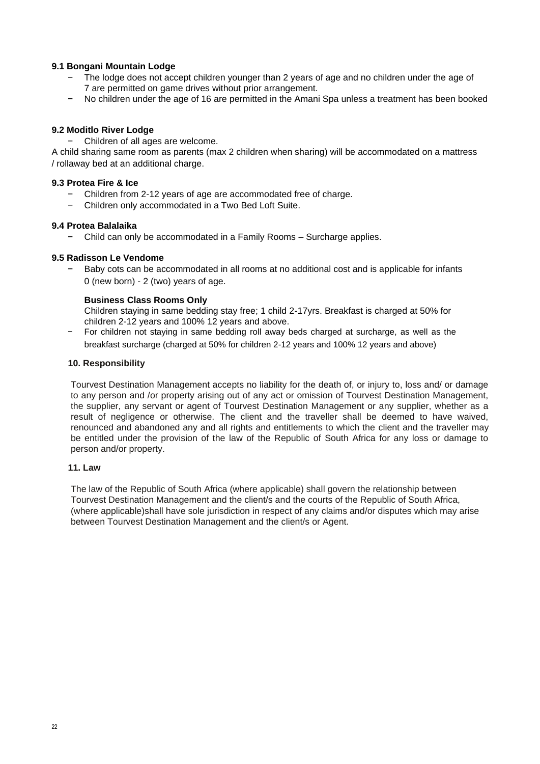**9.1 Bongani Mountain Lodge**

- The lodge does not accept children younger than 2 years of age and no children under the age of 7 are permitted on game drives without prior arrangement.
- No children under the age of 16 are permitted in the Amani Spa unless a treatment has been booked

**9.2 Moditlo River Lodge**

- Children of all ages are welcome.

A child sharing same room as parents (max 2 children when sharing) will be accommodated on a mattress / rollaway bed at an additional charge.

**9.3 Protea Fire & Ice**

- Children from 2-12 years of age are accommodated free of charge.
- Children only accommodated in a Two Bed Loft Suite.

**9.4 Protea Balalaika**

- Child can only be accommodated in a Family Rooms – Surcharge applies.

**9.5 Radisson Le Vendome**

- Baby cots can be accommodated in all rooms at no additional cost and is applicable for infants 0 (new born) - 2 (two) years of age.

  **Business Class Rooms Only**

  Children staying in same bedding stay free; 1 child 2-17yrs. Breakfast is charged at 50% for children 2-12 years and 100% 12 years and above.

- For children not staying in same bedding roll away beds charged at surcharge, as well as the breakfast surcharge (charged at 50% for children 2-12 years and 100% 12 years and above)

**10. Responsibility**

Tourvest Destination Management accepts no liability for the death of, or injury to, loss and/ or damage to any person and /or property arising out of any act or omission of Tourvest Destination Management, the supplier, any servant or agent of Tourvest Destination Management or any supplier, whether as a result of negligence or otherwise. The client and the traveller shall be deemed to have waived, renounced and abandoned any and all rights and entitlements to which the client and the traveller may be entitled under the provision of the law of the Republic of South Africa for any loss or damage to person and/or property.

**11. Law**

The law of the Republic of South Africa (where applicable) shall govern the relationship between Tourvest Destination Management and the client/s and the courts of the Republic of South Africa, (where applicable)shall have sole jurisdiction in respect of any claims and/or disputes which may arise between Tourvest Destination Management and the client/s or Agent.